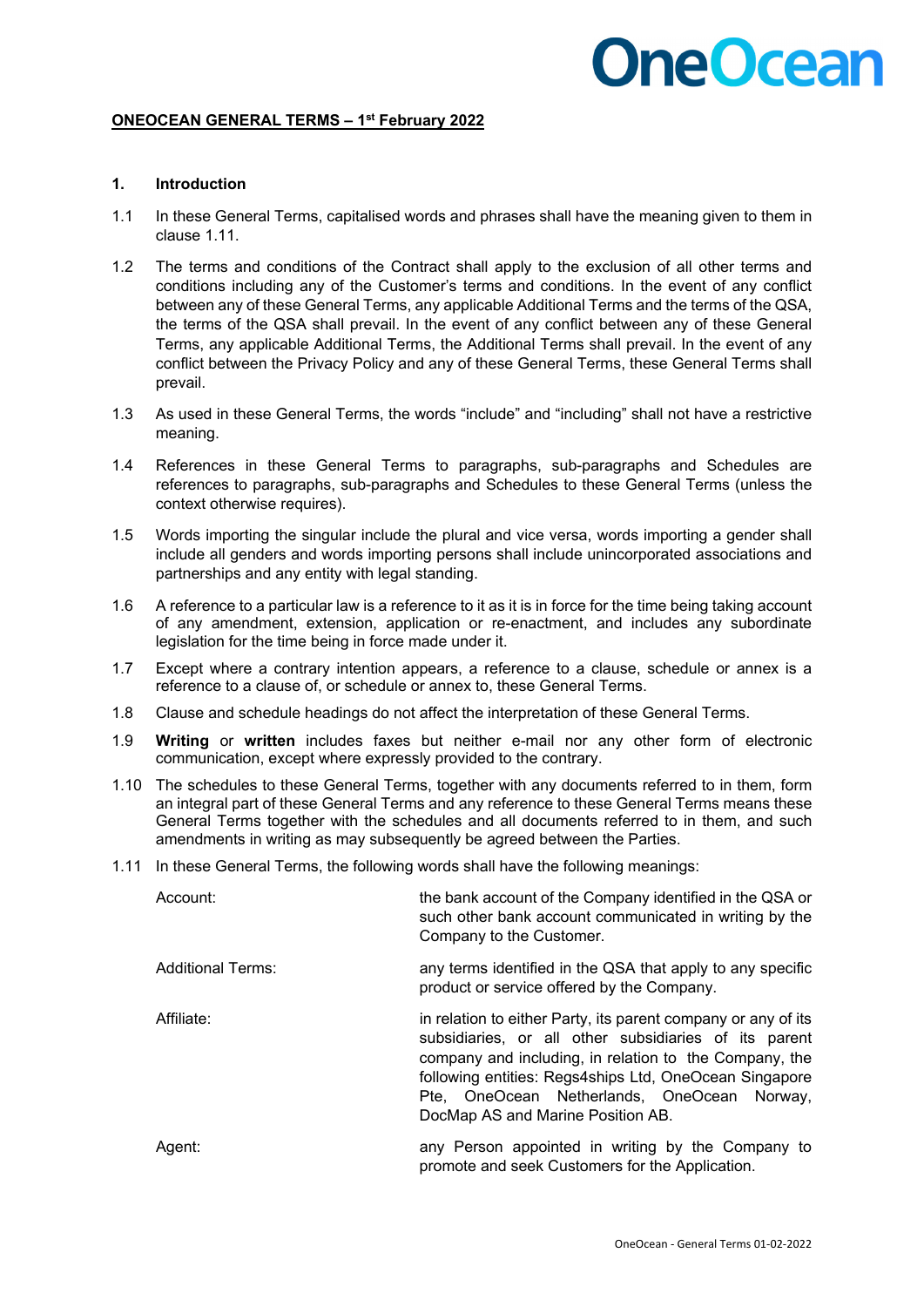**ONEOCEAN GENERAL TERMS – 1st February 2022**

## 1. Introduction

1.1 In these General Terms, capitalised words and phrases shall have the meaning given to them in clause 1.11.

1.2 The terms and conditions of the Contract shall apply to the exclusion of all other terms and conditions including any of the Customer's terms and conditions. In the event of any conflict between any of these General Terms, any applicable Additional Terms and the terms of the QSA, the terms of the QSA shall prevail. In the event of any conflict between any of these General Terms, any applicable Additional Terms, the Additional Terms shall prevail. In the event of any conflict between the Privacy Policy and any of these General Terms, these General Terms shall prevail.

1.3 As used in these General Terms, the words "include" and "including" shall not have a restrictive meaning.

1.4 References in these General Terms to paragraphs, sub-paragraphs and Schedules are references to paragraphs, sub-paragraphs and Schedules to these General Terms (unless the context otherwise requires).

1.5 Words importing the singular include the plural and vice versa, words importing a gender shall include all genders and words importing persons shall include unincorporated associations and partnerships and any entity with legal standing.

1.6 A reference to a particular law is a reference to it as it is in force for the time being taking account of any amendment, extension, application or re-enactment, and includes any subordinate legislation for the time being in force made under it.

1.7 Except where a contrary intention appears, a reference to a clause, schedule or annex is a reference to a clause of, or schedule or annex to, these General Terms.

1.8 Clause and schedule headings do not affect the interpretation of these General Terms.

1.9 **Writing** or **written** includes faxes but neither e-mail nor any other form of electronic communication, except where expressly provided to the contrary.

1.10 The schedules to these General Terms, together with any documents referred to in them, form an integral part of these General Terms and any reference to these General Terms means these General Terms together with the schedules and all documents referred to in them, and such amendments in writing as may subsequently be agreed between the Parties.

1.11 In these General Terms, the following words shall have the following meanings:

| | |
|---|---|
| Account: | the bank account of the Company identified in the QSA or such other bank account communicated in writing by the Company to the Customer. |
| Additional Terms: | any terms identified in the QSA that apply to any specific product or service offered by the Company. |
| Affiliate: | in relation to either Party, its parent company or any of its subsidiaries, or all other subsidiaries of its parent company and including, in relation to the Company, the following entities: Regs4ships Ltd, OneOcean Singapore Pte, OneOcean Netherlands, OneOcean Norway, DocMap AS and Marine Position AB. |
| Agent: | any Person appointed in writing by the Company to promote and seek Customers for the Application. |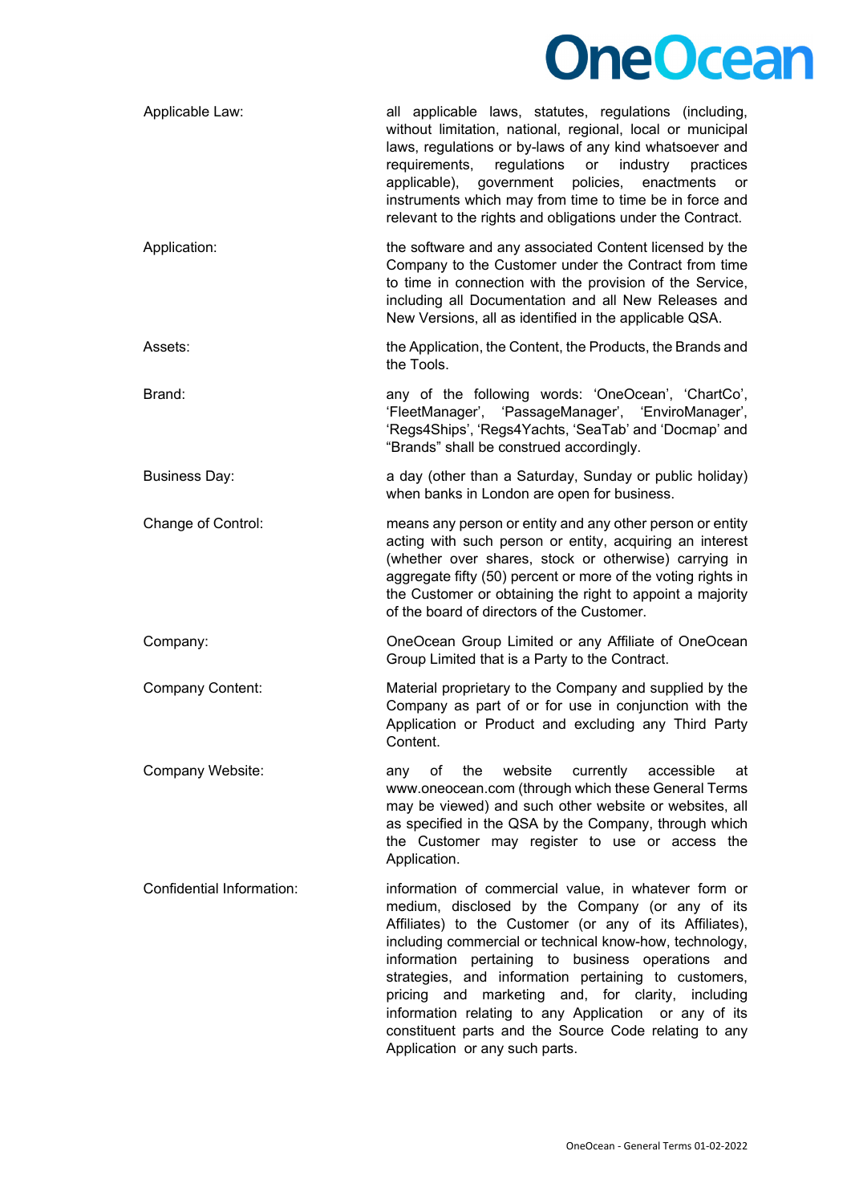| | |
|---|---|
| Applicable Law: | all applicable laws, statutes, regulations (including, without limitation, national, regional, local or municipal laws, regulations or by-laws of any kind whatsoever and requirements, regulations or industry practices applicable), government policies, enactments or instruments which may from time to time be in force and relevant to the rights and obligations under the Contract. |
| Application: | the software and any associated Content licensed by the Company to the Customer under the Contract from time to time in connection with the provision of the Service, including all Documentation and all New Releases and New Versions, all as identified in the applicable QSA. |
| Assets: | the Application, the Content, the Products, the Brands and the Tools. |
| Brand: | any of the following words: 'OneOcean', 'ChartCo', 'FleetManager', 'PassageManager', 'EnviroManager', 'Regs4Ships', 'Regs4Yachts, 'SeaTab' and 'Docmap' and "Brands" shall be construed accordingly. |
| Business Day: | a day (other than a Saturday, Sunday or public holiday) when banks in London are open for business. |
| Change of Control: | means any person or entity and any other person or entity acting with such person or entity, acquiring an interest (whether over shares, stock or otherwise) carrying in aggregate fifty (50) percent or more of the voting rights in the Customer or obtaining the right to appoint a majority of the board of directors of the Customer. |
| Company: | OneOcean Group Limited or any Affiliate of OneOcean Group Limited that is a Party to the Contract. |
| Company Content: | Material proprietary to the Company and supplied by the Company as part of or for use in conjunction with the Application or Product and excluding any Third Party Content. |
| Company Website: | any of the website currently accessible at www.oneocean.com (through which these General Terms may be viewed) and such other website or websites, all as specified in the QSA by the Company, through which the Customer may register to use or access the Application. |
| Confidential Information: | information of commercial value, in whatever form or medium, disclosed by the Company (or any of its Affiliates) to the Customer (or any of its Affiliates), including commercial or technical know-how, technology, information pertaining to business operations and strategies, and information pertaining to customers, pricing and marketing and, for clarity, including information relating to any Application or any of its constituent parts and the Source Code relating to any Application or any such parts. |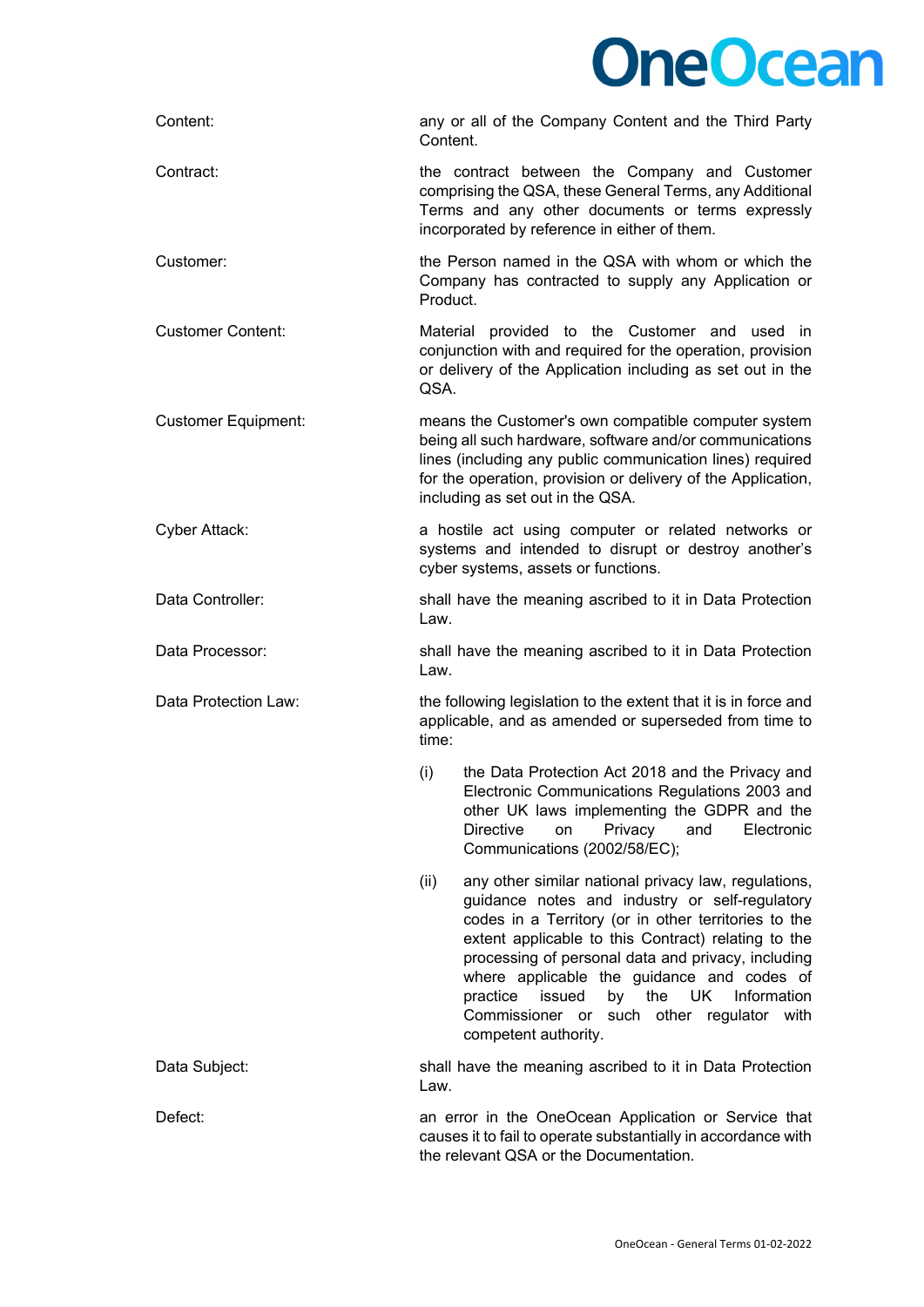| | |
|---|---|
| Content: | any or all of the Company Content and the Third Party Content. |
| Contract: | the contract between the Company and Customer comprising the QSA, these General Terms, any Additional Terms and any other documents or terms expressly incorporated by reference in either of them. |
| Customer: | the Person named in the QSA with whom or which the Company has contracted to supply any Application or Product. |
| Customer Content: | Material provided to the Customer and used in conjunction with and required for the operation, provision or delivery of the Application including as set out in the QSA. |
| Customer Equipment: | means the Customer's own compatible computer system being all such hardware, software and/or communications lines (including any public communication lines) required for the operation, provision or delivery of the Application, including as set out in the QSA. |
| Cyber Attack: | a hostile act using computer or related networks or systems and intended to disrupt or destroy another's cyber systems, assets or functions. |
| Data Controller: | shall have the meaning ascribed to it in Data Protection Law. |
| Data Processor: | shall have the meaning ascribed to it in Data Protection Law. |
| Data Protection Law: | the following legislation to the extent that it is in force and applicable, and as amended or superseded from time to time:<br><br>(i) the Data Protection Act 2018 and the Privacy and Electronic Communications Regulations 2003 and other UK laws implementing the GDPR and the Directive on Privacy and Electronic Communications (2002/58/EC);<br><br>(ii) any other similar national privacy law, regulations, guidance notes and industry or self-regulatory codes in a Territory (or in other territories to the extent applicable to this Contract) relating to the processing of personal data and privacy, including where applicable the guidance and codes of practice issued by the UK Information Commissioner or such other regulator with competent authority. |
| Data Subject: | shall have the meaning ascribed to it in Data Protection Law. |
| Defect: | an error in the OneOcean Application or Service that causes it to fail to operate substantially in accordance with the relevant QSA or the Documentation. |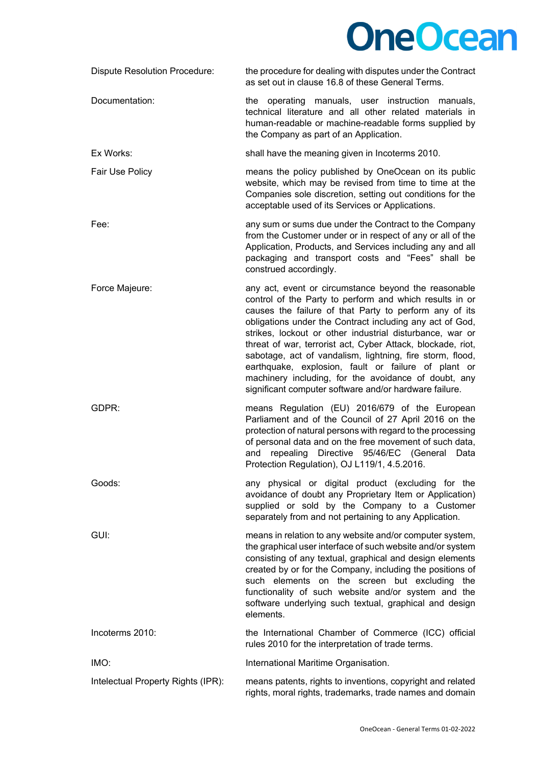| | |
|---|---|
| Dispute Resolution Procedure: | the procedure for dealing with disputes under the Contract as set out in clause 16.8 of these General Terms. |
| Documentation: | the operating manuals, user instruction manuals, technical literature and all other related materials in human-readable or machine-readable forms supplied by the Company as part of an Application. |
| Ex Works: | shall have the meaning given in Incoterms 2010. |
| Fair Use Policy | means the policy published by OneOcean on its public website, which may be revised from time to time at the Companies sole discretion, setting out conditions for the acceptable used of its Services or Applications. |
| Fee: | any sum or sums due under the Contract to the Company from the Customer under or in respect of any or all of the Application, Products, and Services including any and all packaging and transport costs and "Fees" shall be construed accordingly. |
| Force Majeure: | any act, event or circumstance beyond the reasonable control of the Party to perform and which results in or causes the failure of that Party to perform any of its obligations under the Contract including any act of God, strikes, lockout or other industrial disturbance, war or threat of war, terrorist act, Cyber Attack, blockade, riot, sabotage, act of vandalism, lightning, fire storm, flood, earthquake, explosion, fault or failure of plant or machinery including, for the avoidance of doubt, any significant computer software and/or hardware failure. |
| GDPR: | means Regulation (EU) 2016/679 of the European Parliament and of the Council of 27 April 2016 on the protection of natural persons with regard to the processing of personal data and on the free movement of such data, and repealing Directive 95/46/EC (General Data Protection Regulation), OJ L119/1, 4.5.2016. |
| Goods: | any physical or digital product (excluding for the avoidance of doubt any Proprietary Item or Application) supplied or sold by the Company to a Customer separately from and not pertaining to any Application. |
| GUI: | means in relation to any website and/or computer system, the graphical user interface of such website and/or system consisting of any textual, graphical and design elements created by or for the Company, including the positions of such elements on the screen but excluding the functionality of such website and/or system and the software underlying such textual, graphical and design elements. |
| Incoterms 2010: | the International Chamber of Commerce (ICC) official rules 2010 for the interpretation of trade terms. |
| IMO: | International Maritime Organisation. |
| Intelectual Property Rights (IPR): | means patents, rights to inventions, copyright and related rights, moral rights, trademarks, trade names and domain |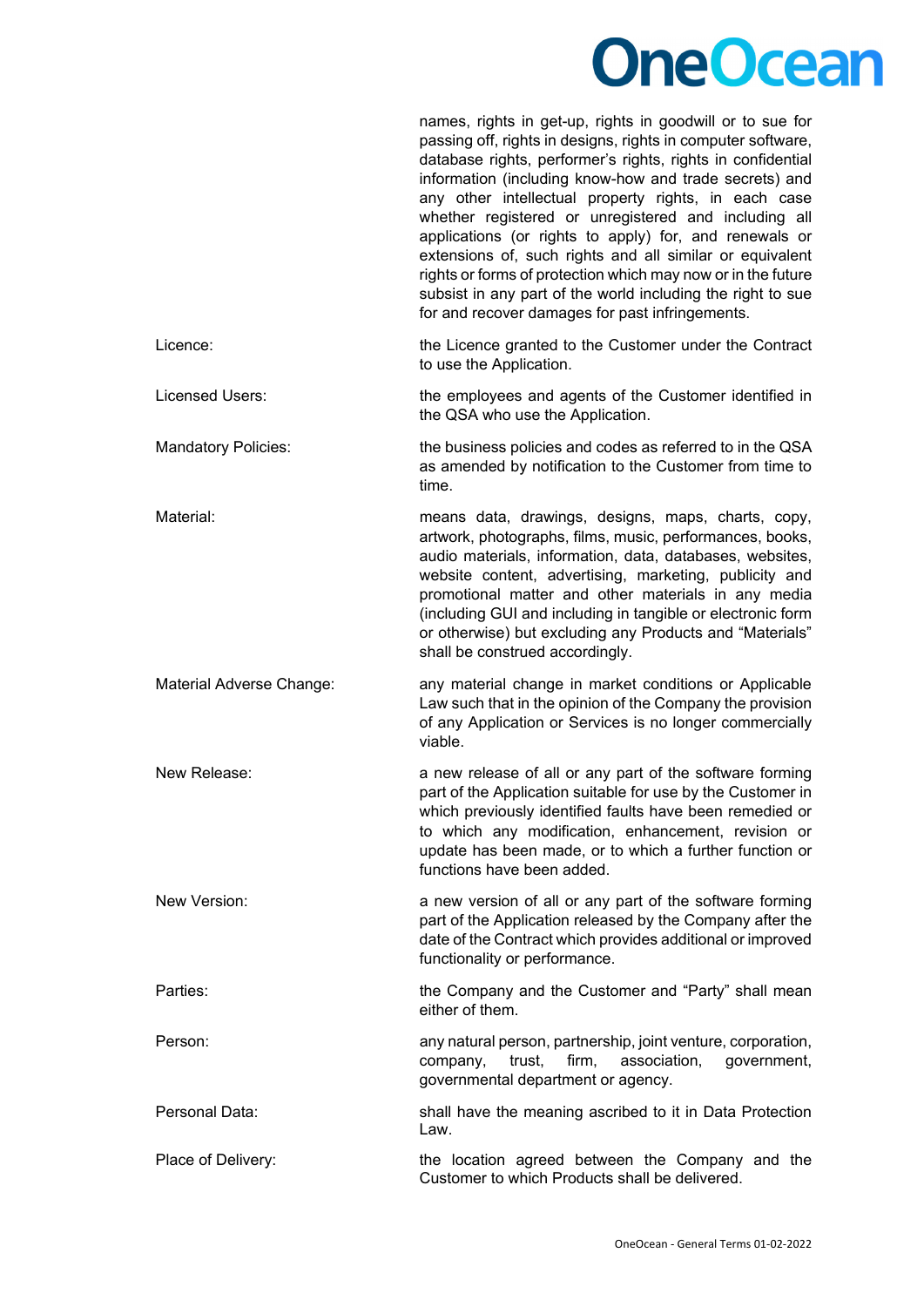names, rights in get-up, rights in goodwill or to sue for passing off, rights in designs, rights in computer software, database rights, performer's rights, rights in confidential information (including know-how and trade secrets) and any other intellectual property rights, in each case whether registered or unregistered and including all applications (or rights to apply) for, and renewals or extensions of, such rights and all similar or equivalent rights or forms of protection which may now or in the future subsist in any part of the world including the right to sue for and recover damages for past infringements.

| | |
|---|---|
| Licence: | the Licence granted to the Customer under the Contract to use the Application. |
| Licensed Users: | the employees and agents of the Customer identified in the QSA who use the Application. |
| Mandatory Policies: | the business policies and codes as referred to in the QSA as amended by notification to the Customer from time to time. |
| Material: | means data, drawings, designs, maps, charts, copy, artwork, photographs, films, music, performances, books, audio materials, information, data, databases, websites, website content, advertising, marketing, publicity and promotional matter and other materials in any media (including GUI and including in tangible or electronic form or otherwise) but excluding any Products and "Materials" shall be construed accordingly. |
| Material Adverse Change: | any material change in market conditions or Applicable Law such that in the opinion of the Company the provision of any Application or Services is no longer commercially viable. |
| New Release: | a new release of all or any part of the software forming part of the Application suitable for use by the Customer in which previously identified faults have been remedied or to which any modification, enhancement, revision or update has been made, or to which a further function or functions have been added. |
| New Version: | a new version of all or any part of the software forming part of the Application released by the Company after the date of the Contract which provides additional or improved functionality or performance. |
| Parties: | the Company and the Customer and "Party" shall mean either of them. |
| Person: | any natural person, partnership, joint venture, corporation, company, trust, firm, association, government, governmental department or agency. |
| Personal Data: | shall have the meaning ascribed to it in Data Protection Law. |
| Place of Delivery: | the location agreed between the Company and the Customer to which Products shall be delivered. |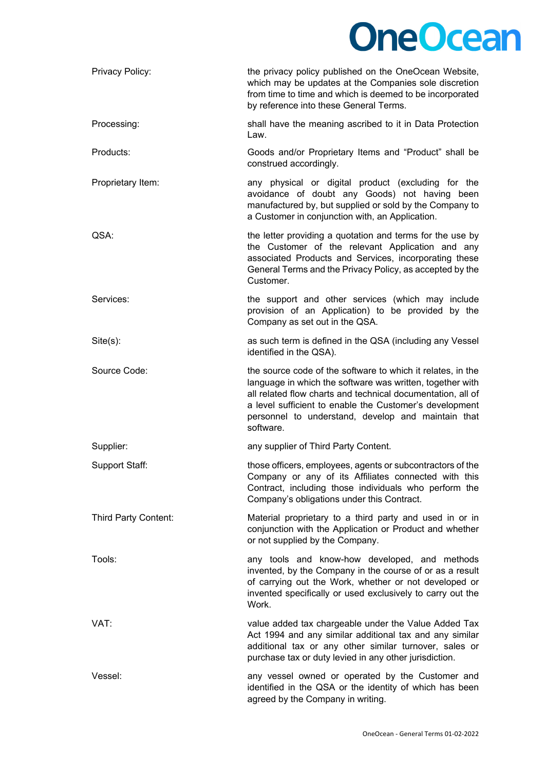| | |
|---|---|
| Privacy Policy: | the privacy policy published on the OneOcean Website, which may be updates at the Companies sole discretion from time to time and which is deemed to be incorporated by reference into these General Terms. |
| Processing: | shall have the meaning ascribed to it in Data Protection Law. |
| Products: | Goods and/or Proprietary Items and "Product" shall be construed accordingly. |
| Proprietary Item: | any physical or digital product (excluding for the avoidance of doubt any Goods) not having been manufactured by, but supplied or sold by the Company to a Customer in conjunction with, an Application. |
| QSA: | the letter providing a quotation and terms for the use by the Customer of the relevant Application and any associated Products and Services, incorporating these General Terms and the Privacy Policy, as accepted by the Customer. |
| Services: | the support and other services (which may include provision of an Application) to be provided by the Company as set out in the QSA. |
| Site(s): | as such term is defined in the QSA (including any Vessel identified in the QSA). |
| Source Code: | the source code of the software to which it relates, in the language in which the software was written, together with all related flow charts and technical documentation, all of a level sufficient to enable the Customer's development personnel to understand, develop and maintain that software. |
| Supplier: | any supplier of Third Party Content. |
| Support Staff: | those officers, employees, agents or subcontractors of the Company or any of its Affiliates connected with this Contract, including those individuals who perform the Company's obligations under this Contract. |
| Third Party Content: | Material proprietary to a third party and used in or in conjunction with the Application or Product and whether or not supplied by the Company. |
| Tools: | any tools and know-how developed, and methods invented, by the Company in the course of or as a result of carrying out the Work, whether or not developed or invented specifically or used exclusively to carry out the Work. |
| VAT: | value added tax chargeable under the Value Added Tax Act 1994 and any similar additional tax and any similar additional tax or any other similar turnover, sales or purchase tax or duty levied in any other jurisdiction. |
| Vessel: | any vessel owned or operated by the Customer and identified in the QSA or the identity of which has been agreed by the Company in writing. |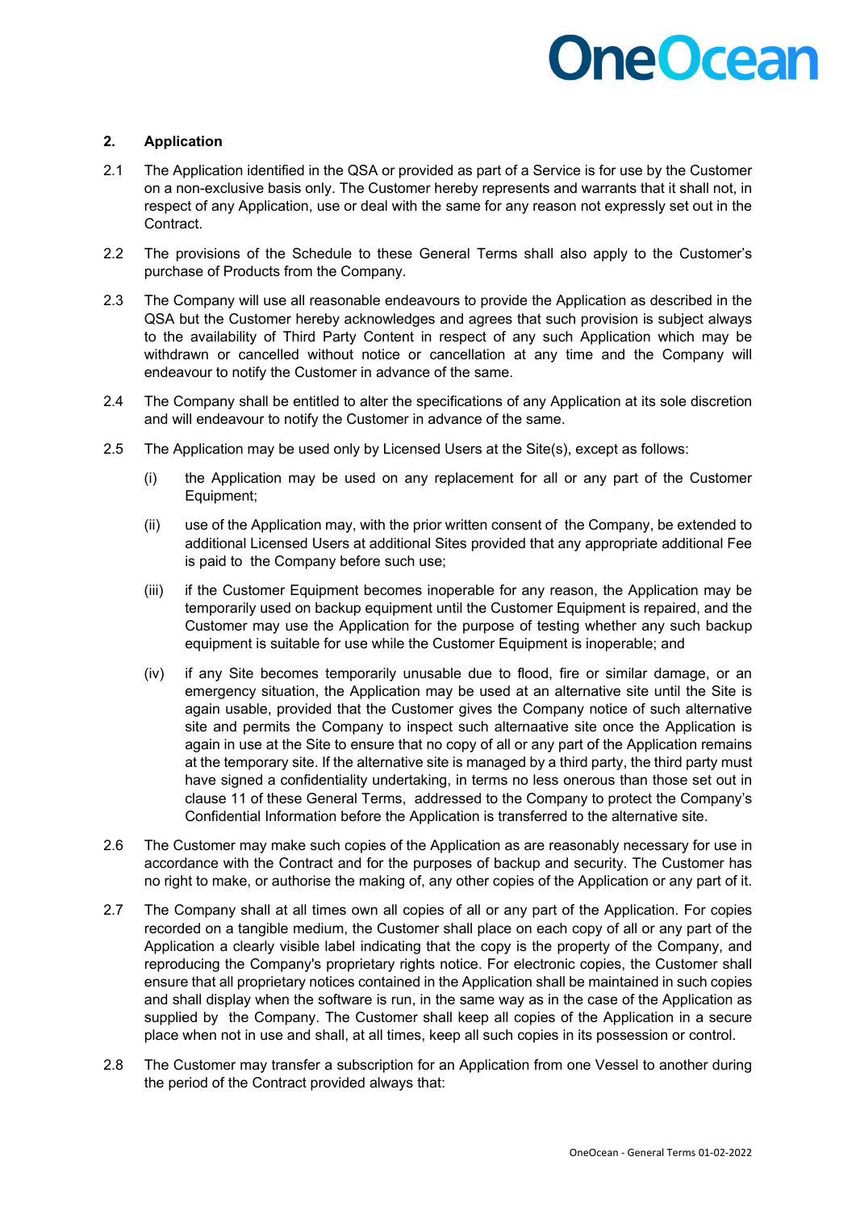## 2. Application

2.1 The Application identified in the QSA or provided as part of a Service is for use by the Customer on a non-exclusive basis only. The Customer hereby represents and warrants that it shall not, in respect of any Application, use or deal with the same for any reason not expressly set out in the Contract.

2.2 The provisions of the Schedule to these General Terms shall also apply to the Customer's purchase of Products from the Company.

2.3 The Company will use all reasonable endeavours to provide the Application as described in the QSA but the Customer hereby acknowledges and agrees that such provision is subject always to the availability of Third Party Content in respect of any such Application which may be withdrawn or cancelled without notice or cancellation at any time and the Company will endeavour to notify the Customer in advance of the same.

2.4 The Company shall be entitled to alter the specifications of any Application at its sole discretion and will endeavour to notify the Customer in advance of the same.

2.5 The Application may be used only by Licensed Users at the Site(s), except as follows:

(i) the Application may be used on any replacement for all or any part of the Customer Equipment;

(ii) use of the Application may, with the prior written consent of the Company, be extended to additional Licensed Users at additional Sites provided that any appropriate additional Fee is paid to the Company before such use;

(iii) if the Customer Equipment becomes inoperable for any reason, the Application may be temporarily used on backup equipment until the Customer Equipment is repaired, and the Customer may use the Application for the purpose of testing whether any such backup equipment is suitable for use while the Customer Equipment is inoperable; and

(iv) if any Site becomes temporarily unusable due to flood, fire or similar damage, or an emergency situation, the Application may be used at an alternative site until the Site is again usable, provided that the Customer gives the Company notice of such alternative site and permits the Company to inspect such alternaative site once the Application is again in use at the Site to ensure that no copy of all or any part of the Application remains at the temporary site. If the alternative site is managed by a third party, the third party must have signed a confidentiality undertaking, in terms no less onerous than those set out in clause 11 of these General Terms, addressed to the Company to protect the Company's Confidential Information before the Application is transferred to the alternative site.

2.6 The Customer may make such copies of the Application as are reasonably necessary for use in accordance with the Contract and for the purposes of backup and security. The Customer has no right to make, or authorise the making of, any other copies of the Application or any part of it.

2.7 The Company shall at all times own all copies of all or any part of the Application. For copies recorded on a tangible medium, the Customer shall place on each copy of all or any part of the Application a clearly visible label indicating that the copy is the property of the Company, and reproducing the Company's proprietary rights notice. For electronic copies, the Customer shall ensure that all proprietary notices contained in the Application shall be maintained in such copies and shall display when the software is run, in the same way as in the case of the Application as supplied by the Company. The Customer shall keep all copies of the Application in a secure place when not in use and shall, at all times, keep all such copies in its possession or control.

2.8 The Customer may transfer a subscription for an Application from one Vessel to another during the period of the Contract provided always that: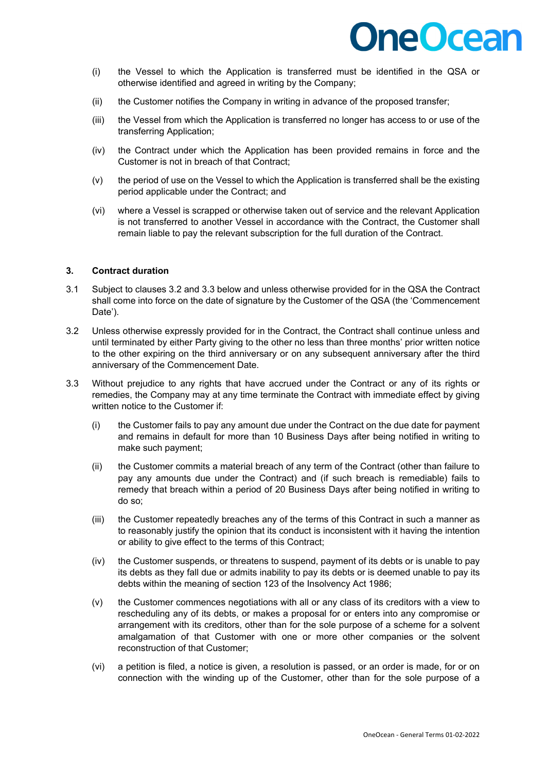(i) the Vessel to which the Application is transferred must be identified in the QSA or otherwise identified and agreed in writing by the Company;

(ii) the Customer notifies the Company in writing in advance of the proposed transfer;

(iii) the Vessel from which the Application is transferred no longer has access to or use of the transferring Application;

(iv) the Contract under which the Application has been provided remains in force and the Customer is not in breach of that Contract;

(v) the period of use on the Vessel to which the Application is transferred shall be the existing period applicable under the Contract; and

(vi) where a Vessel is scrapped or otherwise taken out of service and the relevant Application is not transferred to another Vessel in accordance with the Contract, the Customer shall remain liable to pay the relevant subscription for the full duration of the Contract.

## 3. Contract duration

3.1 Subject to clauses 3.2 and 3.3 below and unless otherwise provided for in the QSA the Contract shall come into force on the date of signature by the Customer of the QSA (the 'Commencement Date').

3.2 Unless otherwise expressly provided for in the Contract, the Contract shall continue unless and until terminated by either Party giving to the other no less than three months' prior written notice to the other expiring on the third anniversary or on any subsequent anniversary after the third anniversary of the Commencement Date.

3.3 Without prejudice to any rights that have accrued under the Contract or any of its rights or remedies, the Company may at any time terminate the Contract with immediate effect by giving written notice to the Customer if:

(i) the Customer fails to pay any amount due under the Contract on the due date for payment and remains in default for more than 10 Business Days after being notified in writing to make such payment;

(ii) the Customer commits a material breach of any term of the Contract (other than failure to pay any amounts due under the Contract) and (if such breach is remediable) fails to remedy that breach within a period of 20 Business Days after being notified in writing to do so;

(iii) the Customer repeatedly breaches any of the terms of this Contract in such a manner as to reasonably justify the opinion that its conduct is inconsistent with it having the intention or ability to give effect to the terms of this Contract;

(iv) the Customer suspends, or threatens to suspend, payment of its debts or is unable to pay its debts as they fall due or admits inability to pay its debts or is deemed unable to pay its debts within the meaning of section 123 of the Insolvency Act 1986;

(v) the Customer commences negotiations with all or any class of its creditors with a view to rescheduling any of its debts, or makes a proposal for or enters into any compromise or arrangement with its creditors, other than for the sole purpose of a scheme for a solvent amalgamation of that Customer with one or more other companies or the solvent reconstruction of that Customer;

(vi) a petition is filed, a notice is given, a resolution is passed, or an order is made, for or on connection with the winding up of the Customer, other than for the sole purpose of a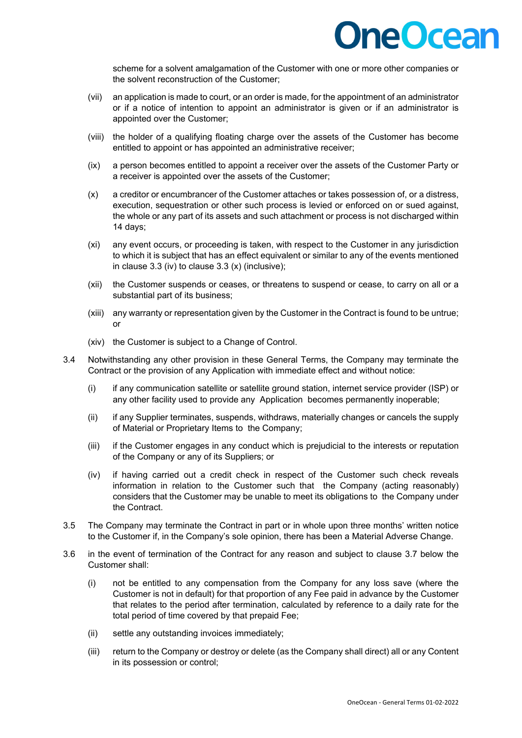scheme for a solvent amalgamation of the Customer with one or more other companies or the solvent reconstruction of the Customer;

(vii) an application is made to court, or an order is made, for the appointment of an administrator or if a notice of intention to appoint an administrator is given or if an administrator is appointed over the Customer;

(viii) the holder of a qualifying floating charge over the assets of the Customer has become entitled to appoint or has appointed an administrative receiver;

(ix) a person becomes entitled to appoint a receiver over the assets of the Customer Party or a receiver is appointed over the assets of the Customer;

(x) a creditor or encumbrancer of the Customer attaches or takes possession of, or a distress, execution, sequestration or other such process is levied or enforced on or sued against, the whole or any part of its assets and such attachment or process is not discharged within 14 days;

(xi) any event occurs, or proceeding is taken, with respect to the Customer in any jurisdiction to which it is subject that has an effect equivalent or similar to any of the events mentioned in clause 3.3 (iv) to clause 3.3 (x) (inclusive);

(xii) the Customer suspends or ceases, or threatens to suspend or cease, to carry on all or a substantial part of its business;

(xiii) any warranty or representation given by the Customer in the Contract is found to be untrue; or

(xiv) the Customer is subject to a Change of Control.

3.4 Notwithstanding any other provision in these General Terms, the Company may terminate the Contract or the provision of any Application with immediate effect and without notice:

(i) if any communication satellite or satellite ground station, internet service provider (ISP) or any other facility used to provide any Application becomes permanently inoperable;

(ii) if any Supplier terminates, suspends, withdraws, materially changes or cancels the supply of Material or Proprietary Items to the Company;

(iii) if the Customer engages in any conduct which is prejudicial to the interests or reputation of the Company or any of its Suppliers; or

(iv) if having carried out a credit check in respect of the Customer such check reveals information in relation to the Customer such that the Company (acting reasonably) considers that the Customer may be unable to meet its obligations to the Company under the Contract.

3.5 The Company may terminate the Contract in part or in whole upon three months' written notice to the Customer if, in the Company's sole opinion, there has been a Material Adverse Change.

3.6 in the event of termination of the Contract for any reason and subject to clause 3.7 below the Customer shall:

(i) not be entitled to any compensation from the Company for any loss save (where the Customer is not in default) for that proportion of any Fee paid in advance by the Customer that relates to the period after termination, calculated by reference to a daily rate for the total period of time covered by that prepaid Fee;

(ii) settle any outstanding invoices immediately;

(iii) return to the Company or destroy or delete (as the Company shall direct) all or any Content in its possession or control;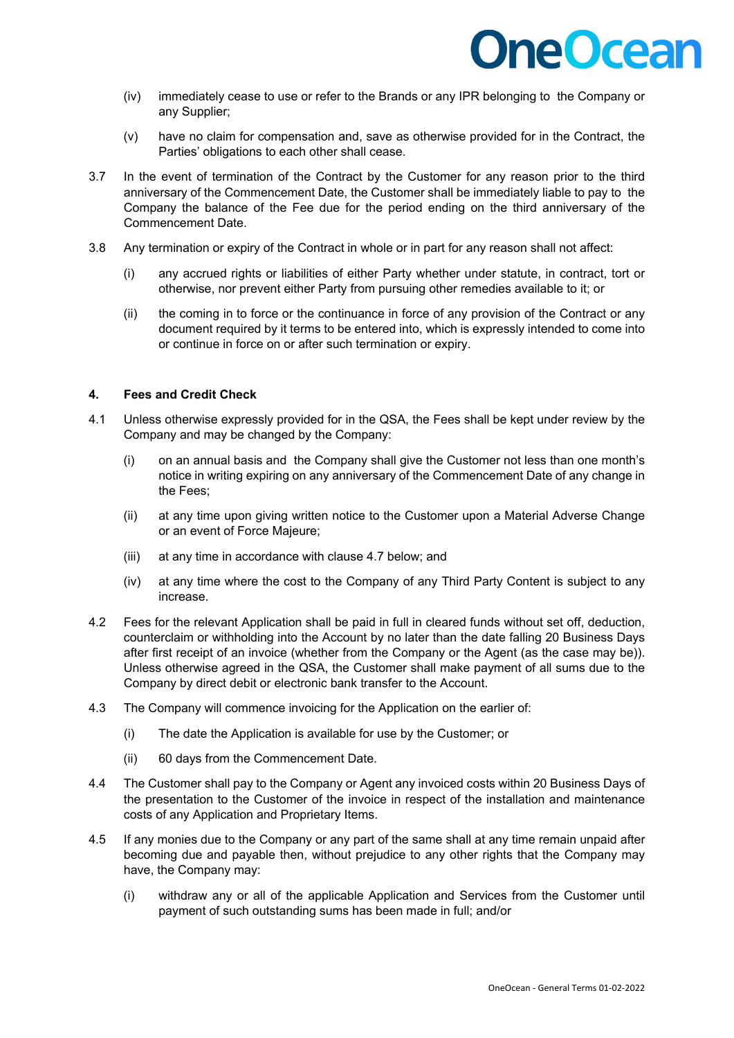(iv) immediately cease to use or refer to the Brands or any IPR belonging to the Company or any Supplier;

(v) have no claim for compensation and, save as otherwise provided for in the Contract, the Parties' obligations to each other shall cease.

3.7 In the event of termination of the Contract by the Customer for any reason prior to the third anniversary of the Commencement Date, the Customer shall be immediately liable to pay to the Company the balance of the Fee due for the period ending on the third anniversary of the Commencement Date.

3.8 Any termination or expiry of the Contract in whole or in part for any reason shall not affect:

(i) any accrued rights or liabilities of either Party whether under statute, in contract, tort or otherwise, nor prevent either Party from pursuing other remedies available to it; or

(ii) the coming in to force or the continuance in force of any provision of the Contract or any document required by it terms to be entered into, which is expressly intended to come into or continue in force on or after such termination or expiry.

## 4. Fees and Credit Check

4.1 Unless otherwise expressly provided for in the QSA, the Fees shall be kept under review by the Company and may be changed by the Company:

(i) on an annual basis and the Company shall give the Customer not less than one month's notice in writing expiring on any anniversary of the Commencement Date of any change in the Fees;

(ii) at any time upon giving written notice to the Customer upon a Material Adverse Change or an event of Force Majeure;

(iii) at any time in accordance with clause 4.7 below; and

(iv) at any time where the cost to the Company of any Third Party Content is subject to any increase.

4.2 Fees for the relevant Application shall be paid in full in cleared funds without set off, deduction, counterclaim or withholding into the Account by no later than the date falling 20 Business Days after first receipt of an invoice (whether from the Company or the Agent (as the case may be)). Unless otherwise agreed in the QSA, the Customer shall make payment of all sums due to the Company by direct debit or electronic bank transfer to the Account.

4.3 The Company will commence invoicing for the Application on the earlier of:

(i) The date the Application is available for use by the Customer; or

(ii) 60 days from the Commencement Date.

4.4 The Customer shall pay to the Company or Agent any invoiced costs within 20 Business Days of the presentation to the Customer of the invoice in respect of the installation and maintenance costs of any Application and Proprietary Items.

4.5 If any monies due to the Company or any part of the same shall at any time remain unpaid after becoming due and payable then, without prejudice to any other rights that the Company may have, the Company may:

(i) withdraw any or all of the applicable Application and Services from the Customer until payment of such outstanding sums has been made in full; and/or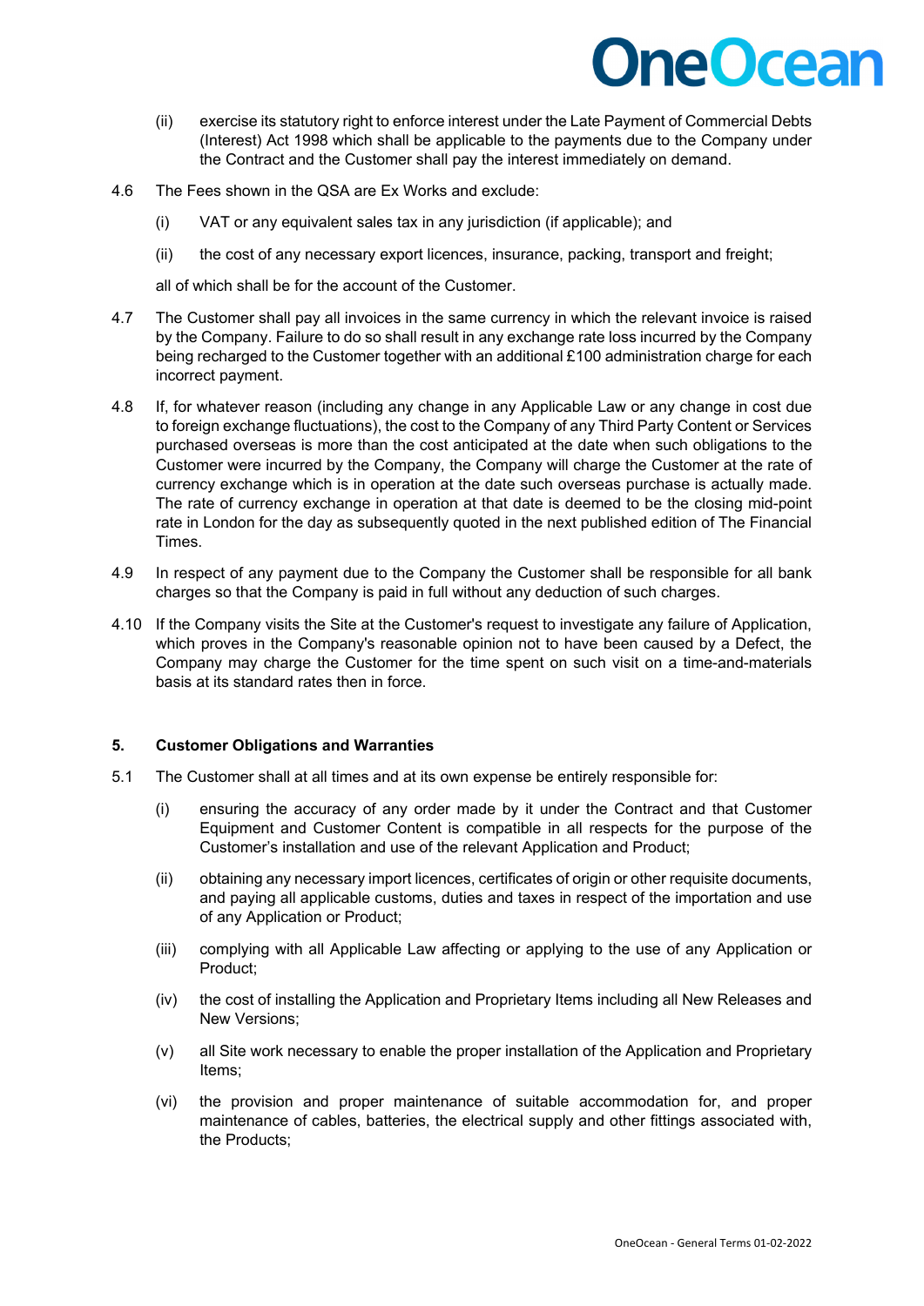(ii) exercise its statutory right to enforce interest under the Late Payment of Commercial Debts (Interest) Act 1998 which shall be applicable to the payments due to the Company under the Contract and the Customer shall pay the interest immediately on demand.

4.6 The Fees shown in the QSA are Ex Works and exclude:

(i) VAT or any equivalent sales tax in any jurisdiction (if applicable); and

(ii) the cost of any necessary export licences, insurance, packing, transport and freight;

all of which shall be for the account of the Customer.

4.7 The Customer shall pay all invoices in the same currency in which the relevant invoice is raised by the Company. Failure to do so shall result in any exchange rate loss incurred by the Company being recharged to the Customer together with an additional £100 administration charge for each incorrect payment.

4.8 If, for whatever reason (including any change in any Applicable Law or any change in cost due to foreign exchange fluctuations), the cost to the Company of any Third Party Content or Services purchased overseas is more than the cost anticipated at the date when such obligations to the Customer were incurred by the Company, the Company will charge the Customer at the rate of currency exchange which is in operation at the date such overseas purchase is actually made. The rate of currency exchange in operation at that date is deemed to be the closing mid-point rate in London for the day as subsequently quoted in the next published edition of The Financial Times.

4.9 In respect of any payment due to the Company the Customer shall be responsible for all bank charges so that the Company is paid in full without any deduction of such charges.

4.10 If the Company visits the Site at the Customer's request to investigate any failure of Application, which proves in the Company's reasonable opinion not to have been caused by a Defect, the Company may charge the Customer for the time spent on such visit on a time-and-materials basis at its standard rates then in force.

## 5. Customer Obligations and Warranties

5.1 The Customer shall at all times and at its own expense be entirely responsible for:

(i) ensuring the accuracy of any order made by it under the Contract and that Customer Equipment and Customer Content is compatible in all respects for the purpose of the Customer's installation and use of the relevant Application and Product;

(ii) obtaining any necessary import licences, certificates of origin or other requisite documents, and paying all applicable customs, duties and taxes in respect of the importation and use of any Application or Product;

(iii) complying with all Applicable Law affecting or applying to the use of any Application or Product;

(iv) the cost of installing the Application and Proprietary Items including all New Releases and New Versions;

(v) all Site work necessary to enable the proper installation of the Application and Proprietary Items;

(vi) the provision and proper maintenance of suitable accommodation for, and proper maintenance of cables, batteries, the electrical supply and other fittings associated with, the Products;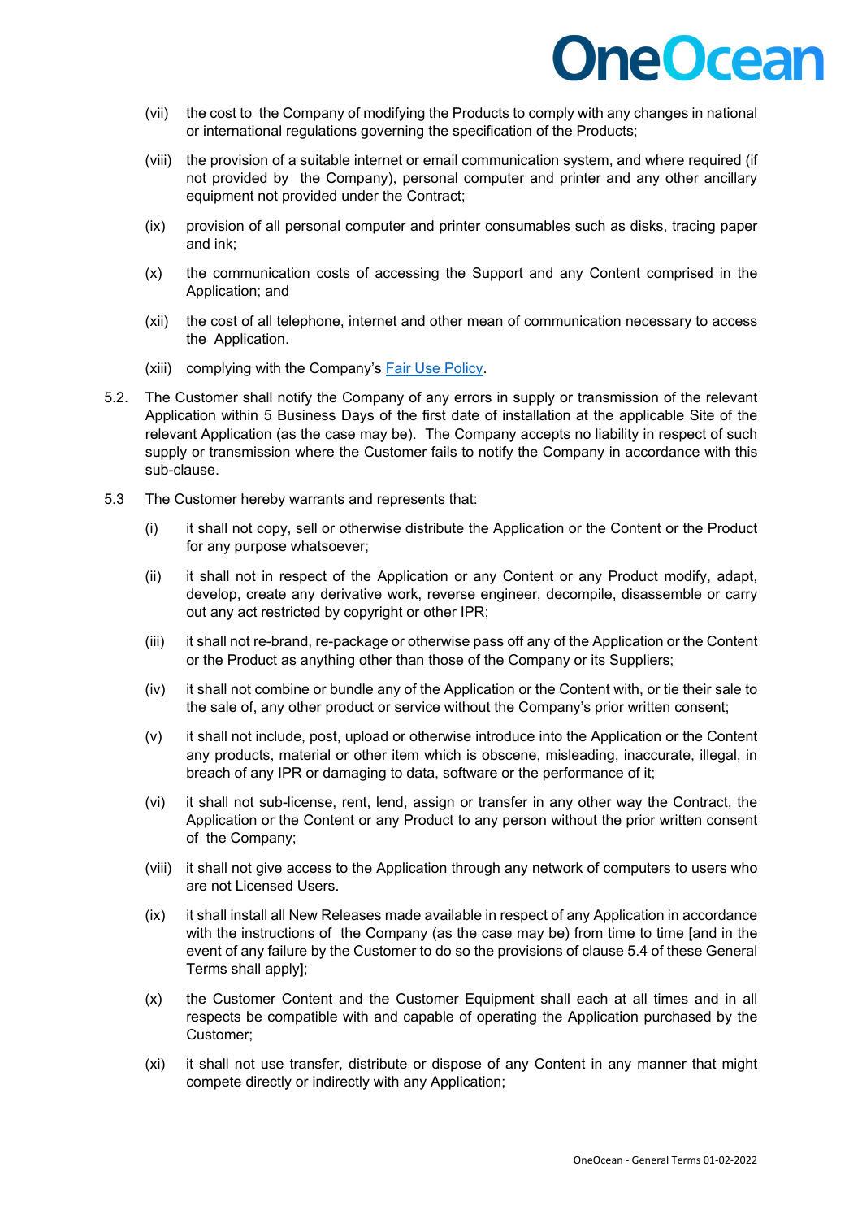(vii) the cost to the Company of modifying the Products to comply with any changes in national or international regulations governing the specification of the Products;

(viii) the provision of a suitable internet or email communication system, and where required (if not provided by the Company), personal computer and printer and any other ancillary equipment not provided under the Contract;

(ix) provision of all personal computer and printer consumables such as disks, tracing paper and ink;

(x) the communication costs of accessing the Support and any Content comprised in the Application; and

(xii) the cost of all telephone, internet and other mean of communication necessary to access the Application.

(xiii) complying with the Company's Fair Use Policy.

5.2. The Customer shall notify the Company of any errors in supply or transmission of the relevant Application within 5 Business Days of the first date of installation at the applicable Site of the relevant Application (as the case may be). The Company accepts no liability in respect of such supply or transmission where the Customer fails to notify the Company in accordance with this sub-clause.

5.3 The Customer hereby warrants and represents that:

(i) it shall not copy, sell or otherwise distribute the Application or the Content or the Product for any purpose whatsoever;

(ii) it shall not in respect of the Application or any Content or any Product modify, adapt, develop, create any derivative work, reverse engineer, decompile, disassemble or carry out any act restricted by copyright or other IPR;

(iii) it shall not re-brand, re-package or otherwise pass off any of the Application or the Content or the Product as anything other than those of the Company or its Suppliers;

(iv) it shall not combine or bundle any of the Application or the Content with, or tie their sale to the sale of, any other product or service without the Company's prior written consent;

(v) it shall not include, post, upload or otherwise introduce into the Application or the Content any products, material or other item which is obscene, misleading, inaccurate, illegal, in breach of any IPR or damaging to data, software or the performance of it;

(vi) it shall not sub-license, rent, lend, assign or transfer in any other way the Contract, the Application or the Content or any Product to any person without the prior written consent of the Company;

(viii) it shall not give access to the Application through any network of computers to users who are not Licensed Users.

(ix) it shall install all New Releases made available in respect of any Application in accordance with the instructions of the Company (as the case may be) from time to time [and in the event of any failure by the Customer to do so the provisions of clause 5.4 of these General Terms shall apply];

(x) the Customer Content and the Customer Equipment shall each at all times and in all respects be compatible with and capable of operating the Application purchased by the Customer;

(xi) it shall not use transfer, distribute or dispose of any Content in any manner that might compete directly or indirectly with any Application;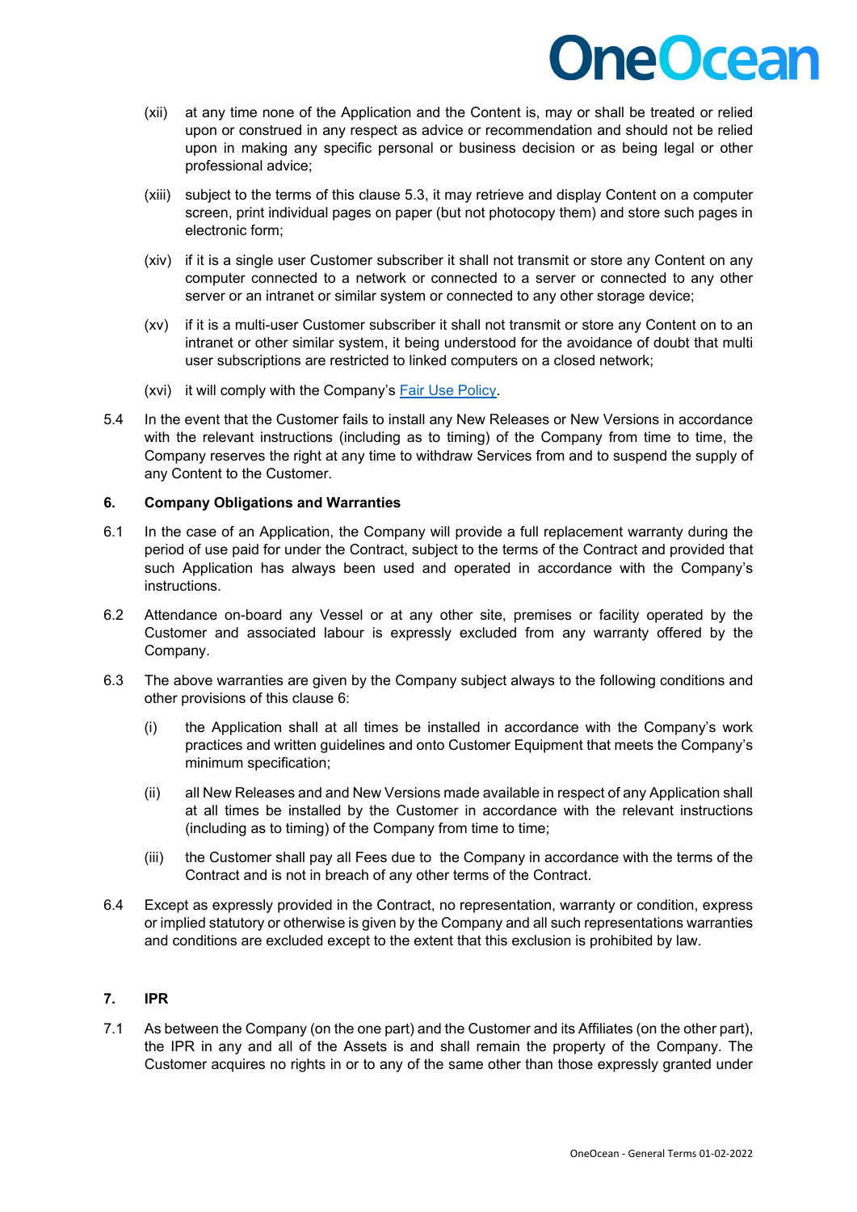(xii) at any time none of the Application and the Content is, may or shall be treated or relied upon or construed in any respect as advice or recommendation and should not be relied upon in making any specific personal or business decision or as being legal or other professional advice;

(xiii) subject to the terms of this clause 5.3, it may retrieve and display Content on a computer screen, print individual pages on paper (but not photocopy them) and store such pages in electronic form;

(xiv) if it is a single user Customer subscriber it shall not transmit or store any Content on any computer connected to a network or connected to a server or connected to any other server or an intranet or similar system or connected to any other storage device;

(xv) if it is a multi-user Customer subscriber it shall not transmit or store any Content on to an intranet or other similar system, it being understood for the avoidance of doubt that multi user subscriptions are restricted to linked computers on a closed network;

(xvi) it will comply with the Company's Fair Use Policy.

5.4 In the event that the Customer fails to install any New Releases or New Versions in accordance with the relevant instructions (including as to timing) of the Company from time to time, the Company reserves the right at any time to withdraw Services from and to suspend the supply of any Content to the Customer.

## 6. Company Obligations and Warranties

6.1 In the case of an Application, the Company will provide a full replacement warranty during the period of use paid for under the Contract, subject to the terms of the Contract and provided that such Application has always been used and operated in accordance with the Company's instructions.

6.2 Attendance on-board any Vessel or at any other site, premises or facility operated by the Customer and associated labour is expressly excluded from any warranty offered by the Company.

6.3 The above warranties are given by the Company subject always to the following conditions and other provisions of this clause 6:

(i) the Application shall at all times be installed in accordance with the Company's work practices and written guidelines and onto Customer Equipment that meets the Company's minimum specification;

(ii) all New Releases and and New Versions made available in respect of any Application shall at all times be installed by the Customer in accordance with the relevant instructions (including as to timing) of the Company from time to time;

(iii) the Customer shall pay all Fees due to the Company in accordance with the terms of the Contract and is not in breach of any other terms of the Contract.

6.4 Except as expressly provided in the Contract, no representation, warranty or condition, express or implied statutory or otherwise is given by the Company and all such representations warranties and conditions are excluded except to the extent that this exclusion is prohibited by law.

## 7. IPR

7.1 As between the Company (on the one part) and the Customer and its Affiliates (on the other part), the IPR in any and all of the Assets is and shall remain the property of the Company. The Customer acquires no rights in or to any of the same other than those expressly granted under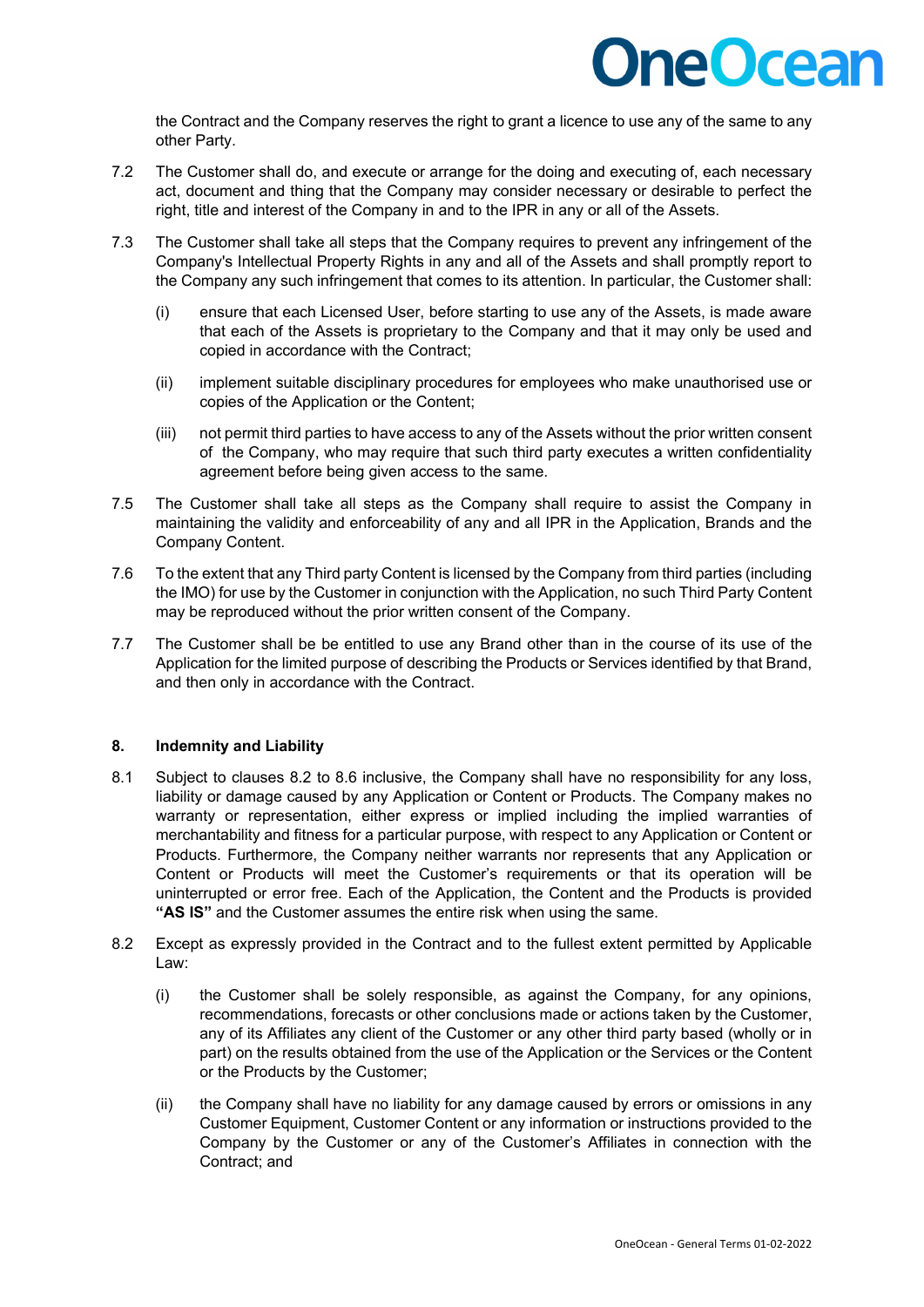the Contract and the Company reserves the right to grant a licence to use any of the same to any other Party.

7.2 The Customer shall do, and execute or arrange for the doing and executing of, each necessary act, document and thing that the Company may consider necessary or desirable to perfect the right, title and interest of the Company in and to the IPR in any or all of the Assets.

7.3 The Customer shall take all steps that the Company requires to prevent any infringement of the Company's Intellectual Property Rights in any and all of the Assets and shall promptly report to the Company any such infringement that comes to its attention. In particular, the Customer shall:

(i) ensure that each Licensed User, before starting to use any of the Assets, is made aware that each of the Assets is proprietary to the Company and that it may only be used and copied in accordance with the Contract;

(ii) implement suitable disciplinary procedures for employees who make unauthorised use or copies of the Application or the Content;

(iii) not permit third parties to have access to any of the Assets without the prior written consent of the Company, who may require that such third party executes a written confidentiality agreement before being given access to the same.

7.5 The Customer shall take all steps as the Company shall require to assist the Company in maintaining the validity and enforceability of any and all IPR in the Application, Brands and the Company Content.

7.6 To the extent that any Third party Content is licensed by the Company from third parties (including the IMO) for use by the Customer in conjunction with the Application, no such Third Party Content may be reproduced without the prior written consent of the Company.

7.7 The Customer shall be be entitled to use any Brand other than in the course of its use of the Application for the limited purpose of describing the Products or Services identified by that Brand, and then only in accordance with the Contract.

## 8. Indemnity and Liability

8.1 Subject to clauses 8.2 to 8.6 inclusive, the Company shall have no responsibility for any loss, liability or damage caused by any Application or Content or Products. The Company makes no warranty or representation, either express or implied including the implied warranties of merchantability and fitness for a particular purpose, with respect to any Application or Content or Products. Furthermore, the Company neither warrants nor represents that any Application or Content or Products will meet the Customer's requirements or that its operation will be uninterrupted or error free. Each of the Application, the Content and the Products is provided **"AS IS"** and the Customer assumes the entire risk when using the same.

8.2 Except as expressly provided in the Contract and to the fullest extent permitted by Applicable Law:

(i) the Customer shall be solely responsible, as against the Company, for any opinions, recommendations, forecasts or other conclusions made or actions taken by the Customer, any of its Affiliates any client of the Customer or any other third party based (wholly or in part) on the results obtained from the use of the Application or the Services or the Content or the Products by the Customer;

(ii) the Company shall have no liability for any damage caused by errors or omissions in any Customer Equipment, Customer Content or any information or instructions provided to the Company by the Customer or any of the Customer's Affiliates in connection with the Contract; and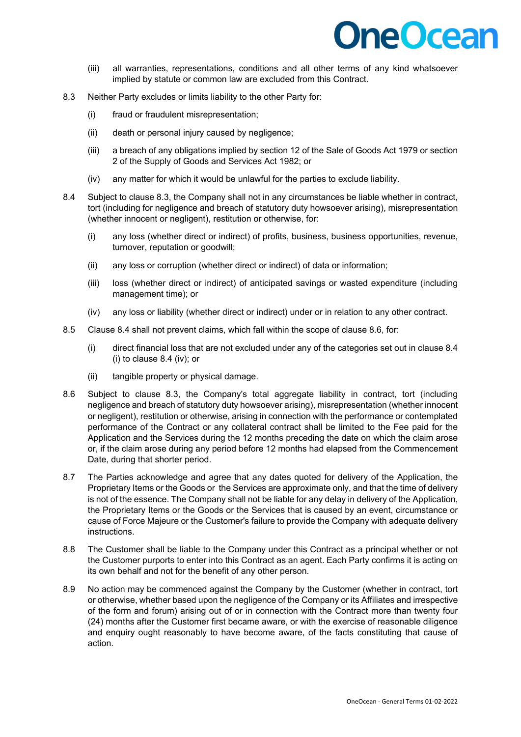(iii) all warranties, representations, conditions and all other terms of any kind whatsoever implied by statute or common law are excluded from this Contract.

8.3 Neither Party excludes or limits liability to the other Party for:

(i) fraud or fraudulent misrepresentation;

(ii) death or personal injury caused by negligence;

(iii) a breach of any obligations implied by section 12 of the Sale of Goods Act 1979 or section 2 of the Supply of Goods and Services Act 1982; or

(iv) any matter for which it would be unlawful for the parties to exclude liability.

8.4 Subject to clause 8.3, the Company shall not in any circumstances be liable whether in contract, tort (including for negligence and breach of statutory duty howsoever arising), misrepresentation (whether innocent or negligent), restitution or otherwise, for:

(i) any loss (whether direct or indirect) of profits, business, business opportunities, revenue, turnover, reputation or goodwill;

(ii) any loss or corruption (whether direct or indirect) of data or information;

(iii) loss (whether direct or indirect) of anticipated savings or wasted expenditure (including management time); or

(iv) any loss or liability (whether direct or indirect) under or in relation to any other contract.

8.5 Clause 8.4 shall not prevent claims, which fall within the scope of clause 8.6, for:

(i) direct financial loss that are not excluded under any of the categories set out in clause 8.4 (i) to clause 8.4 (iv); or

(ii) tangible property or physical damage.

8.6 Subject to clause 8.3, the Company's total aggregate liability in contract, tort (including negligence and breach of statutory duty howsoever arising), misrepresentation (whether innocent or negligent), restitution or otherwise, arising in connection with the performance or contemplated performance of the Contract or any collateral contract shall be limited to the Fee paid for the Application and the Services during the 12 months preceding the date on which the claim arose or, if the claim arose during any period before 12 months had elapsed from the Commencement Date, during that shorter period.

8.7 The Parties acknowledge and agree that any dates quoted for delivery of the Application, the Proprietary Items or the Goods or the Services are approximate only, and that the time of delivery is not of the essence. The Company shall not be liable for any delay in delivery of the Application, the Proprietary Items or the Goods or the Services that is caused by an event, circumstance or cause of Force Majeure or the Customer's failure to provide the Company with adequate delivery instructions.

8.8 The Customer shall be liable to the Company under this Contract as a principal whether or not the Customer purports to enter into this Contract as an agent. Each Party confirms it is acting on its own behalf and not for the benefit of any other person.

8.9 No action may be commenced against the Company by the Customer (whether in contract, tort or otherwise, whether based upon the negligence of the Company or its Affiliates and irrespective of the form and forum) arising out of or in connection with the Contract more than twenty four (24) months after the Customer first became aware, or with the exercise of reasonable diligence and enquiry ought reasonably to have become aware, of the facts constituting that cause of action.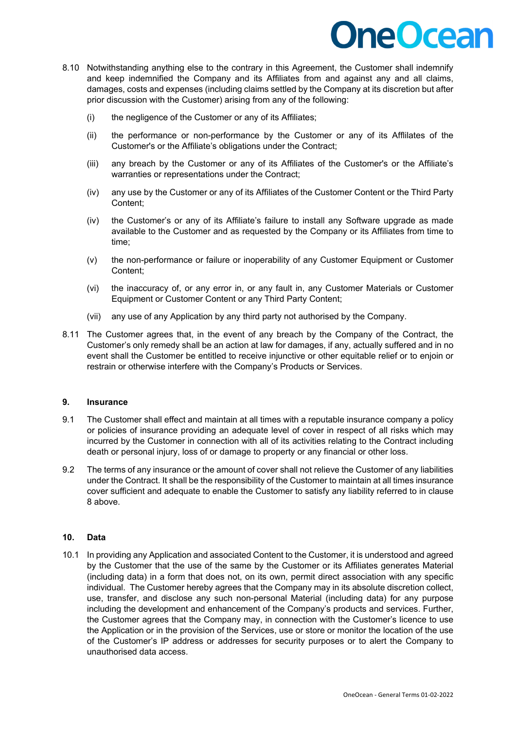8.10 Notwithstanding anything else to the contrary in this Agreement, the Customer shall indemnify and keep indemnified the Company and its Affiliates from and against any and all claims, damages, costs and expenses (including claims settled by the Company at its discretion but after prior discussion with the Customer) arising from any of the following:

(i) the negligence of the Customer or any of its Affiliates;

(ii) the performance or non-performance by the Customer or any of its Afflilates of the Customer's or the Affiliate's obligations under the Contract;

(iii) any breach by the Customer or any of its Affiliates of the Customer's or the Affiliate's warranties or representations under the Contract;

(iv) any use by the Customer or any of its Affiliates of the Customer Content or the Third Party Content;

(iv) the Customer's or any of its Affiliate's failure to install any Software upgrade as made available to the Customer and as requested by the Company or its Affiliates from time to time;

(v) the non-performance or failure or inoperability of any Customer Equipment or Customer Content;

(vi) the inaccuracy of, or any error in, or any fault in, any Customer Materials or Customer Equipment or Customer Content or any Third Party Content;

(vii) any use of any Application by any third party not authorised by the Company.

8.11 The Customer agrees that, in the event of any breach by the Company of the Contract, the Customer's only remedy shall be an action at law for damages, if any, actually suffered and in no event shall the Customer be entitled to receive injunctive or other equitable relief or to enjoin or restrain or otherwise interfere with the Company's Products or Services.

## 9. Insurance

9.1 The Customer shall effect and maintain at all times with a reputable insurance company a policy or policies of insurance providing an adequate level of cover in respect of all risks which may incurred by the Customer in connection with all of its activities relating to the Contract including death or personal injury, loss of or damage to property or any financial or other loss.

9.2 The terms of any insurance or the amount of cover shall not relieve the Customer of any liabilities under the Contract. It shall be the responsibility of the Customer to maintain at all times insurance cover sufficient and adequate to enable the Customer to satisfy any liability referred to in clause 8 above.

## 10. Data

10.1 In providing any Application and associated Content to the Customer, it is understood and agreed by the Customer that the use of the same by the Customer or its Affiliates generates Material (including data) in a form that does not, on its own, permit direct association with any specific individual. The Customer hereby agrees that the Company may in its absolute discretion collect, use, transfer, and disclose any such non-personal Material (including data) for any purpose including the development and enhancement of the Company's products and services. Further, the Customer agrees that the Company may, in connection with the Customer's licence to use the Application or in the provision of the Services, use or store or monitor the location of the use of the Customer's IP address or addresses for security purposes or to alert the Company to unauthorised data access.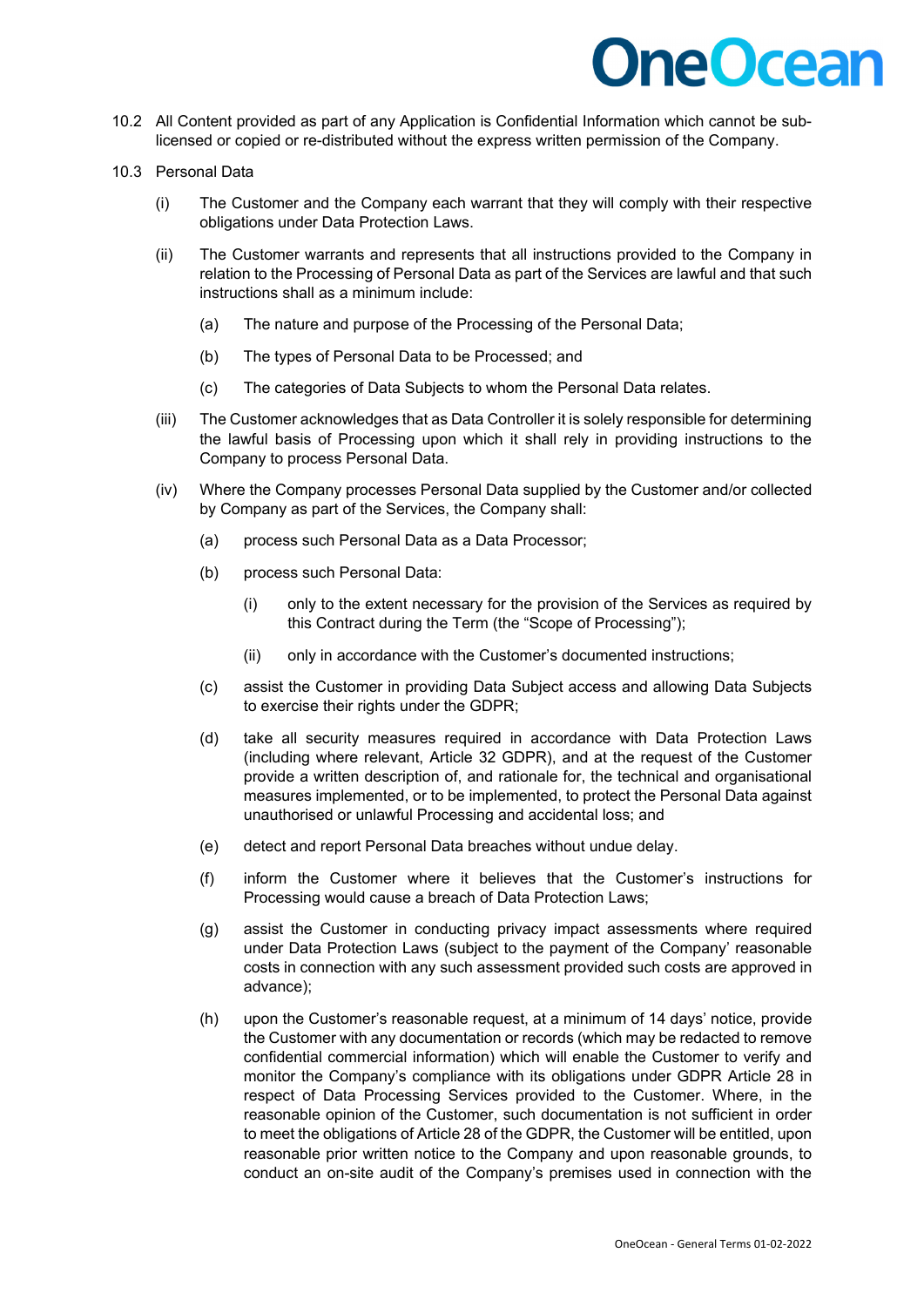10.2 All Content provided as part of any Application is Confidential Information which cannot be sub-licensed or copied or re-distributed without the express written permission of the Company.

10.3 Personal Data

(i) The Customer and the Company each warrant that they will comply with their respective obligations under Data Protection Laws.

(ii) The Customer warrants and represents that all instructions provided to the Company in relation to the Processing of Personal Data as part of the Services are lawful and that such instructions shall as a minimum include:

(a) The nature and purpose of the Processing of the Personal Data;

(b) The types of Personal Data to be Processed; and

(c) The categories of Data Subjects to whom the Personal Data relates.

(iii) The Customer acknowledges that as Data Controller it is solely responsible for determining the lawful basis of Processing upon which it shall rely in providing instructions to the Company to process Personal Data.

(iv) Where the Company processes Personal Data supplied by the Customer and/or collected by Company as part of the Services, the Company shall:

(a) process such Personal Data as a Data Processor;

(b) process such Personal Data:

(i) only to the extent necessary for the provision of the Services as required by this Contract during the Term (the "Scope of Processing");

(ii) only in accordance with the Customer's documented instructions;

(c) assist the Customer in providing Data Subject access and allowing Data Subjects to exercise their rights under the GDPR;

(d) take all security measures required in accordance with Data Protection Laws (including where relevant, Article 32 GDPR), and at the request of the Customer provide a written description of, and rationale for, the technical and organisational measures implemented, or to be implemented, to protect the Personal Data against unauthorised or unlawful Processing and accidental loss; and

(e) detect and report Personal Data breaches without undue delay.

(f) inform the Customer where it believes that the Customer's instructions for Processing would cause a breach of Data Protection Laws;

(g) assist the Customer in conducting privacy impact assessments where required under Data Protection Laws (subject to the payment of the Company' reasonable costs in connection with any such assessment provided such costs are approved in advance);

(h) upon the Customer's reasonable request, at a minimum of 14 days' notice, provide the Customer with any documentation or records (which may be redacted to remove confidential commercial information) which will enable the Customer to verify and monitor the Company's compliance with its obligations under GDPR Article 28 in respect of Data Processing Services provided to the Customer. Where, in the reasonable opinion of the Customer, such documentation is not sufficient in order to meet the obligations of Article 28 of the GDPR, the Customer will be entitled, upon reasonable prior written notice to the Company and upon reasonable grounds, to conduct an on-site audit of the Company's premises used in connection with the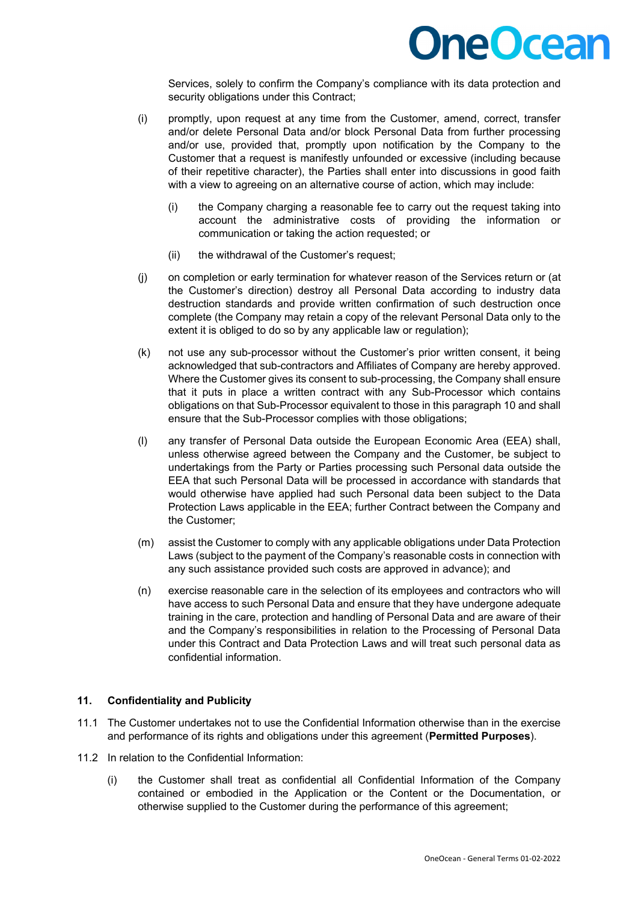Services, solely to confirm the Company's compliance with its data protection and security obligations under this Contract;

(i) promptly, upon request at any time from the Customer, amend, correct, transfer and/or delete Personal Data and/or block Personal Data from further processing and/or use, provided that, promptly upon notification by the Company to the Customer that a request is manifestly unfounded or excessive (including because of their repetitive character), the Parties shall enter into discussions in good faith with a view to agreeing on an alternative course of action, which may include:

   (i) the Company charging a reasonable fee to carry out the request taking into account the administrative costs of providing the information or communication or taking the action requested; or

   (ii) the withdrawal of the Customer's request;

(j) on completion or early termination for whatever reason of the Services return or (at the Customer's direction) destroy all Personal Data according to industry data destruction standards and provide written confirmation of such destruction once complete (the Company may retain a copy of the relevant Personal Data only to the extent it is obliged to do so by any applicable law or regulation);

(k) not use any sub-processor without the Customer's prior written consent, it being acknowledged that sub-contractors and Affiliates of Company are hereby approved. Where the Customer gives its consent to sub-processing, the Company shall ensure that it puts in place a written contract with any Sub-Processor which contains obligations on that Sub-Processor equivalent to those in this paragraph 10 and shall ensure that the Sub-Processor complies with those obligations;

(l) any transfer of Personal Data outside the European Economic Area (EEA) shall, unless otherwise agreed between the Company and the Customer, be subject to undertakings from the Party or Parties processing such Personal data outside the EEA that such Personal Data will be processed in accordance with standards that would otherwise have applied had such Personal data been subject to the Data Protection Laws applicable in the EEA; further Contract between the Company and the Customer;

(m) assist the Customer to comply with any applicable obligations under Data Protection Laws (subject to the payment of the Company's reasonable costs in connection with any such assistance provided such costs are approved in advance); and

(n) exercise reasonable care in the selection of its employees and contractors who will have access to such Personal Data and ensure that they have undergone adequate training in the care, protection and handling of Personal Data and are aware of their and the Company's responsibilities in relation to the Processing of Personal Data under this Contract and Data Protection Laws and will treat such personal data as confidential information.

## 11. Confidentiality and Publicity

11.1 The Customer undertakes not to use the Confidential Information otherwise than in the exercise and performance of its rights and obligations under this agreement (**Permitted Purposes**).

11.2 In relation to the Confidential Information:

(i) the Customer shall treat as confidential all Confidential Information of the Company contained or embodied in the Application or the Content or the Documentation, or otherwise supplied to the Customer during the performance of this agreement;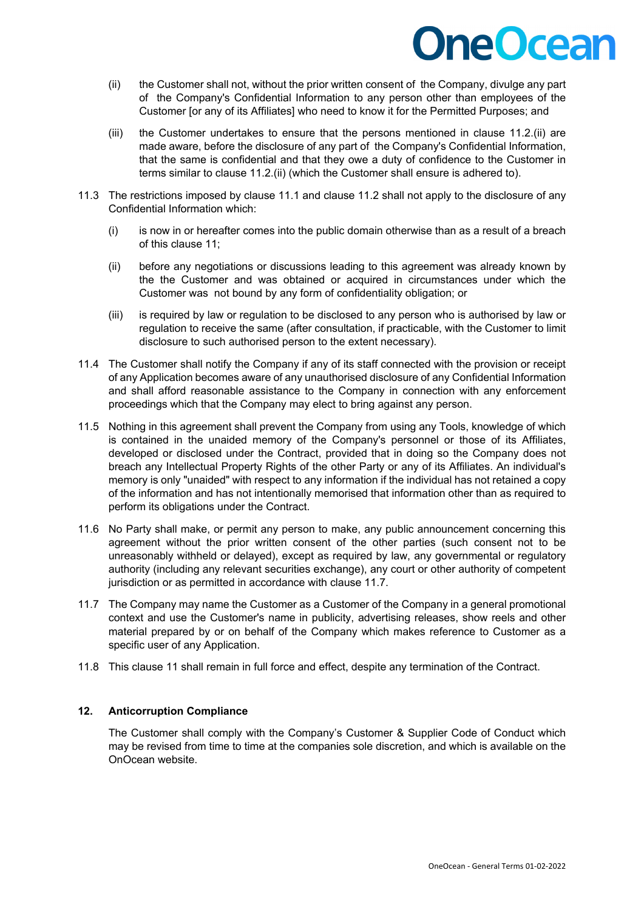(ii) the Customer shall not, without the prior written consent of the Company, divulge any part of the Company's Confidential Information to any person other than employees of the Customer [or any of its Affiliates] who need to know it for the Permitted Purposes; and

(iii) the Customer undertakes to ensure that the persons mentioned in clause 11.2.(ii) are made aware, before the disclosure of any part of the Company's Confidential Information, that the same is confidential and that they owe a duty of confidence to the Customer in terms similar to clause 11.2.(ii) (which the Customer shall ensure is adhered to).

11.3 The restrictions imposed by clause 11.1 and clause 11.2 shall not apply to the disclosure of any Confidential Information which:

(i) is now in or hereafter comes into the public domain otherwise than as a result of a breach of this clause 11;

(ii) before any negotiations or discussions leading to this agreement was already known by the the Customer and was obtained or acquired in circumstances under which the Customer was not bound by any form of confidentiality obligation; or

(iii) is required by law or regulation to be disclosed to any person who is authorised by law or regulation to receive the same (after consultation, if practicable, with the Customer to limit disclosure to such authorised person to the extent necessary).

11.4 The Customer shall notify the Company if any of its staff connected with the provision or receipt of any Application becomes aware of any unauthorised disclosure of any Confidential Information and shall afford reasonable assistance to the Company in connection with any enforcement proceedings which that the Company may elect to bring against any person.

11.5 Nothing in this agreement shall prevent the Company from using any Tools, knowledge of which is contained in the unaided memory of the Company's personnel or those of its Affiliates, developed or disclosed under the Contract, provided that in doing so the Company does not breach any Intellectual Property Rights of the other Party or any of its Affiliates. An individual's memory is only "unaided" with respect to any information if the individual has not retained a copy of the information and has not intentionally memorised that information other than as required to perform its obligations under the Contract.

11.6 No Party shall make, or permit any person to make, any public announcement concerning this agreement without the prior written consent of the other parties (such consent not to be unreasonably withheld or delayed), except as required by law, any governmental or regulatory authority (including any relevant securities exchange), any court or other authority of competent jurisdiction or as permitted in accordance with clause 11.7.

11.7 The Company may name the Customer as a Customer of the Company in a general promotional context and use the Customer's name in publicity, advertising releases, show reels and other material prepared by or on behalf of the Company which makes reference to Customer as a specific user of any Application.

11.8 This clause 11 shall remain in full force and effect, despite any termination of the Contract.

## 12. Anticorruption Compliance

The Customer shall comply with the Company's Customer & Supplier Code of Conduct which may be revised from time to time at the companies sole discretion, and which is available on the OnOcean website.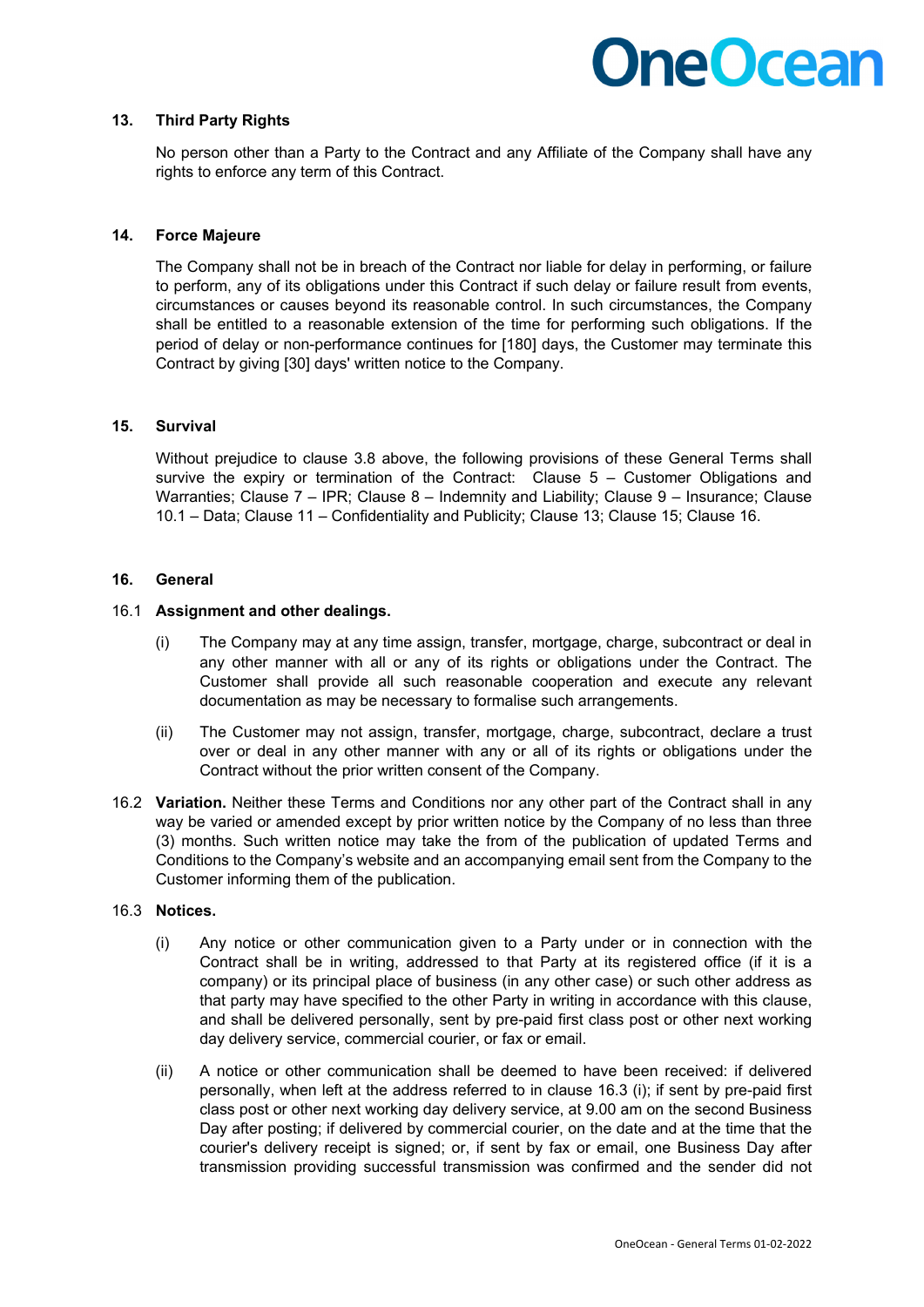**13. Third Party Rights**

No person other than a Party to the Contract and any Affiliate of the Company shall have any rights to enforce any term of this Contract.

**14. Force Majeure**

The Company shall not be in breach of the Contract nor liable for delay in performing, or failure to perform, any of its obligations under this Contract if such delay or failure result from events, circumstances or causes beyond its reasonable control. In such circumstances, the Company shall be entitled to a reasonable extension of the time for performing such obligations. If the period of delay or non-performance continues for [180] days, the Customer may terminate this Contract by giving [30] days' written notice to the Company.

**15. Survival**

Without prejudice to clause 3.8 above, the following provisions of these General Terms shall survive the expiry or termination of the Contract: Clause 5 – Customer Obligations and Warranties; Clause 7 – IPR; Clause 8 – Indemnity and Liability; Clause 9 – Insurance; Clause 10.1 – Data; Clause 11 – Confidentiality and Publicity; Clause 13; Clause 15; Clause 16.

**16. General**

16.1 **Assignment and other dealings.**

(i) The Company may at any time assign, transfer, mortgage, charge, subcontract or deal in any other manner with all or any of its rights or obligations under the Contract. The Customer shall provide all such reasonable cooperation and execute any relevant documentation as may be necessary to formalise such arrangements.

(ii) The Customer may not assign, transfer, mortgage, charge, subcontract, declare a trust over or deal in any other manner with any or all of its rights or obligations under the Contract without the prior written consent of the Company.

16.2 **Variation.** Neither these Terms and Conditions nor any other part of the Contract shall in any way be varied or amended except by prior written notice by the Company of no less than three (3) months. Such written notice may take the from of the publication of updated Terms and Conditions to the Company's website and an accompanying email sent from the Company to the Customer informing them of the publication.

16.3 **Notices.**

(i) Any notice or other communication given to a Party under or in connection with the Contract shall be in writing, addressed to that Party at its registered office (if it is a company) or its principal place of business (in any other case) or such other address as that party may have specified to the other Party in writing in accordance with this clause, and shall be delivered personally, sent by pre-paid first class post or other next working day delivery service, commercial courier, or fax or email.

(ii) A notice or other communication shall be deemed to have been received: if delivered personally, when left at the address referred to in clause 16.3 (i); if sent by pre-paid first class post or other next working day delivery service, at 9.00 am on the second Business Day after posting; if delivered by commercial courier, on the date and at the time that the courier's delivery receipt is signed; or, if sent by fax or email, one Business Day after transmission providing successful transmission was confirmed and the sender did not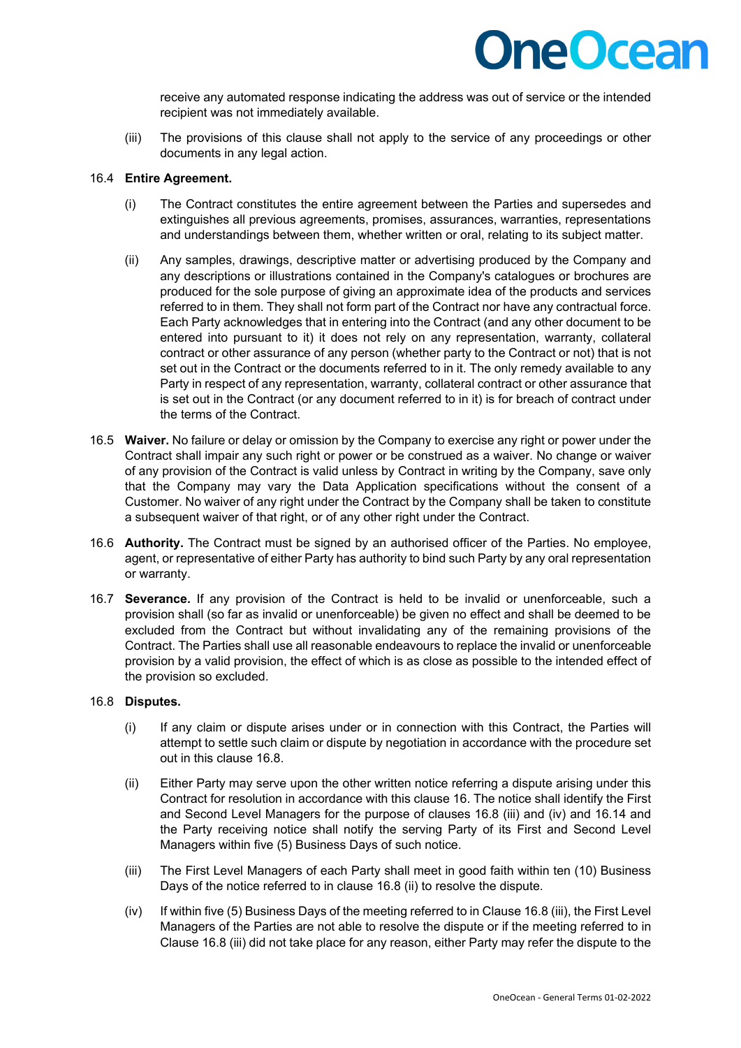receive any automated response indicating the address was out of service or the intended recipient was not immediately available.

(iii) The provisions of this clause shall not apply to the service of any proceedings or other documents in any legal action.

16.4 **Entire Agreement.**

(i) The Contract constitutes the entire agreement between the Parties and supersedes and extinguishes all previous agreements, promises, assurances, warranties, representations and understandings between them, whether written or oral, relating to its subject matter.

(ii) Any samples, drawings, descriptive matter or advertising produced by the Company and any descriptions or illustrations contained in the Company's catalogues or brochures are produced for the sole purpose of giving an approximate idea of the products and services referred to in them. They shall not form part of the Contract nor have any contractual force. Each Party acknowledges that in entering into the Contract (and any other document to be entered into pursuant to it) it does not rely on any representation, warranty, collateral contract or other assurance of any person (whether party to the Contract or not) that is not set out in the Contract or the documents referred to in it. The only remedy available to any Party in respect of any representation, warranty, collateral contract or other assurance that is set out in the Contract (or any document referred to in it) is for breach of contract under the terms of the Contract.

16.5 **Waiver.** No failure or delay or omission by the Company to exercise any right or power under the Contract shall impair any such right or power or be construed as a waiver. No change or waiver of any provision of the Contract is valid unless by Contract in writing by the Company, save only that the Company may vary the Data Application specifications without the consent of a Customer. No waiver of any right under the Contract by the Company shall be taken to constitute a subsequent waiver of that right, or of any other right under the Contract.

16.6 **Authority.** The Contract must be signed by an authorised officer of the Parties. No employee, agent, or representative of either Party has authority to bind such Party by any oral representation or warranty.

16.7 **Severance.** If any provision of the Contract is held to be invalid or unenforceable, such a provision shall (so far as invalid or unenforceable) be given no effect and shall be deemed to be excluded from the Contract but without invalidating any of the remaining provisions of the Contract. The Parties shall use all reasonable endeavours to replace the invalid or unenforceable provision by a valid provision, the effect of which is as close as possible to the intended effect of the provision so excluded.

16.8 **Disputes.**

(i) If any claim or dispute arises under or in connection with this Contract, the Parties will attempt to settle such claim or dispute by negotiation in accordance with the procedure set out in this clause 16.8.

(ii) Either Party may serve upon the other written notice referring a dispute arising under this Contract for resolution in accordance with this clause 16. The notice shall identify the First and Second Level Managers for the purpose of clauses 16.8 (iii) and (iv) and 16.14 and the Party receiving notice shall notify the serving Party of its First and Second Level Managers within five (5) Business Days of such notice.

(iii) The First Level Managers of each Party shall meet in good faith within ten (10) Business Days of the notice referred to in clause 16.8 (ii) to resolve the dispute.

(iv) If within five (5) Business Days of the meeting referred to in Clause 16.8 (iii), the First Level Managers of the Parties are not able to resolve the dispute or if the meeting referred to in Clause 16.8 (iii) did not take place for any reason, either Party may refer the dispute to the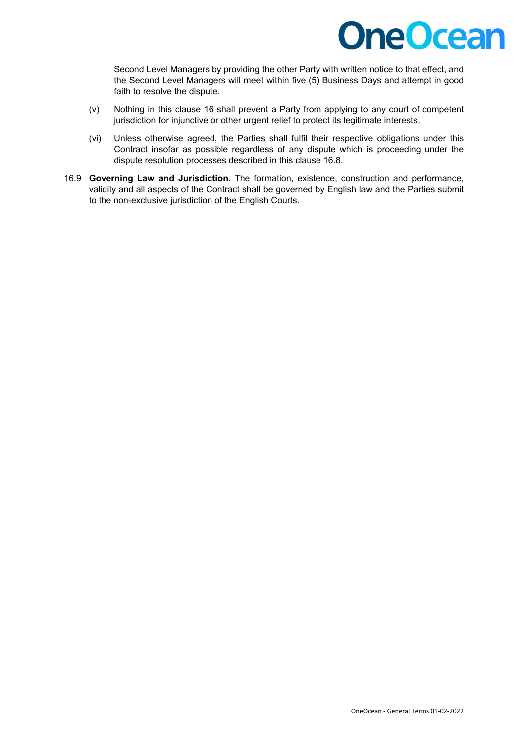Second Level Managers by providing the other Party with written notice to that effect, and the Second Level Managers will meet within five (5) Business Days and attempt in good faith to resolve the dispute.

(v) Nothing in this clause 16 shall prevent a Party from applying to any court of competent jurisdiction for injunctive or other urgent relief to protect its legitimate interests.

(vi) Unless otherwise agreed, the Parties shall fulfil their respective obligations under this Contract insofar as possible regardless of any dispute which is proceeding under the dispute resolution processes described in this clause 16.8.

16.9 **Governing Law and Jurisdiction.** The formation, existence, construction and performance, validity and all aspects of the Contract shall be governed by English law and the Parties submit to the non-exclusive jurisdiction of the English Courts.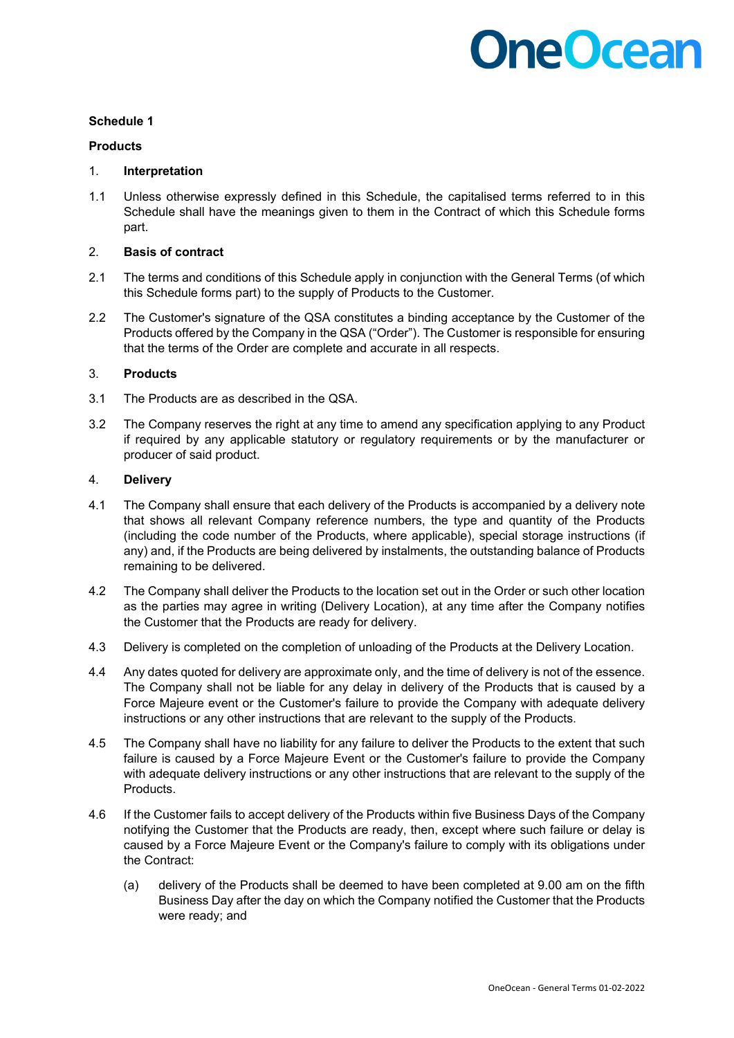**Schedule 1**

**Products**

1. **Interpretation**

1.1 Unless otherwise expressly defined in this Schedule, the capitalised terms referred to in this Schedule shall have the meanings given to them in the Contract of which this Schedule forms part.

2. **Basis of contract**

2.1 The terms and conditions of this Schedule apply in conjunction with the General Terms (of which this Schedule forms part) to the supply of Products to the Customer.

2.2 The Customer's signature of the QSA constitutes a binding acceptance by the Customer of the Products offered by the Company in the QSA ("Order"). The Customer is responsible for ensuring that the terms of the Order are complete and accurate in all respects.

3. **Products**

3.1 The Products are as described in the QSA.

3.2 The Company reserves the right at any time to amend any specification applying to any Product if required by any applicable statutory or regulatory requirements or by the manufacturer or producer of said product.

4. **Delivery**

4.1 The Company shall ensure that each delivery of the Products is accompanied by a delivery note that shows all relevant Company reference numbers, the type and quantity of the Products (including the code number of the Products, where applicable), special storage instructions (if any) and, if the Products are being delivered by instalments, the outstanding balance of Products remaining to be delivered.

4.2 The Company shall deliver the Products to the location set out in the Order or such other location as the parties may agree in writing (Delivery Location), at any time after the Company notifies the Customer that the Products are ready for delivery.

4.3 Delivery is completed on the completion of unloading of the Products at the Delivery Location.

4.4 Any dates quoted for delivery are approximate only, and the time of delivery is not of the essence. The Company shall not be liable for any delay in delivery of the Products that is caused by a Force Majeure event or the Customer's failure to provide the Company with adequate delivery instructions or any other instructions that are relevant to the supply of the Products.

4.5 The Company shall have no liability for any failure to deliver the Products to the extent that such failure is caused by a Force Majeure Event or the Customer's failure to provide the Company with adequate delivery instructions or any other instructions that are relevant to the supply of the Products.

4.6 If the Customer fails to accept delivery of the Products within five Business Days of the Company notifying the Customer that the Products are ready, then, except where such failure or delay is caused by a Force Majeure Event or the Company's failure to comply with its obligations under the Contract:

   (a) delivery of the Products shall be deemed to have been completed at 9.00 am on the fifth Business Day after the day on which the Company notified the Customer that the Products were ready; and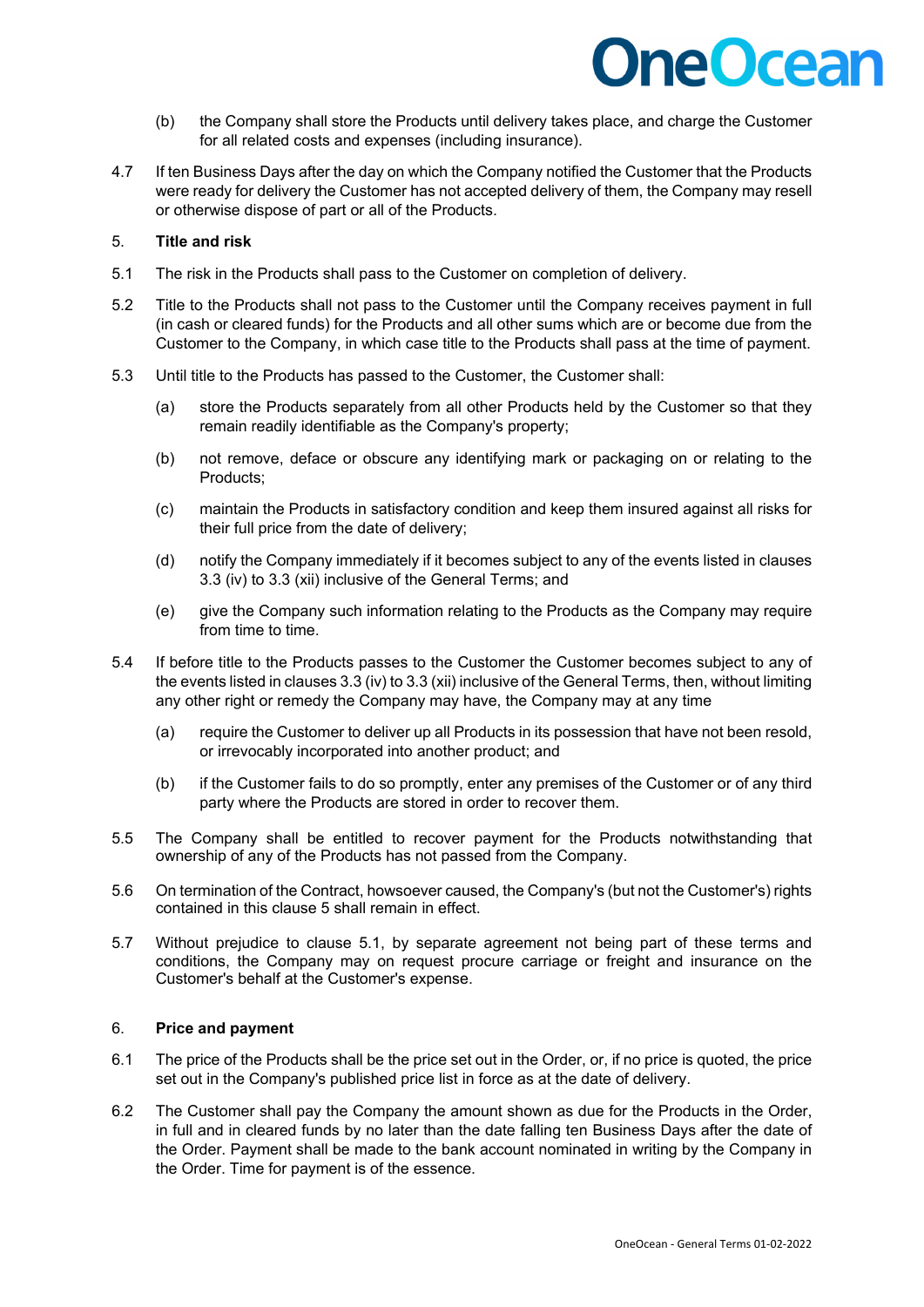(b) the Company shall store the Products until delivery takes place, and charge the Customer for all related costs and expenses (including insurance).

4.7 If ten Business Days after the day on which the Company notified the Customer that the Products were ready for delivery the Customer has not accepted delivery of them, the Company may resell or otherwise dispose of part or all of the Products.

5. **Title and risk**

5.1 The risk in the Products shall pass to the Customer on completion of delivery.

5.2 Title to the Products shall not pass to the Customer until the Company receives payment in full (in cash or cleared funds) for the Products and all other sums which are or become due from the Customer to the Company, in which case title to the Products shall pass at the time of payment.

5.3 Until title to the Products has passed to the Customer, the Customer shall:

(a) store the Products separately from all other Products held by the Customer so that they remain readily identifiable as the Company's property;

(b) not remove, deface or obscure any identifying mark or packaging on or relating to the Products;

(c) maintain the Products in satisfactory condition and keep them insured against all risks for their full price from the date of delivery;

(d) notify the Company immediately if it becomes subject to any of the events listed in clauses 3.3 (iv) to 3.3 (xii) inclusive of the General Terms; and

(e) give the Company such information relating to the Products as the Company may require from time to time.

5.4 If before title to the Products passes to the Customer the Customer becomes subject to any of the events listed in clauses 3.3 (iv) to 3.3 (xii) inclusive of the General Terms, then, without limiting any other right or remedy the Company may have, the Company may at any time

(a) require the Customer to deliver up all Products in its possession that have not been resold, or irrevocably incorporated into another product; and

(b) if the Customer fails to do so promptly, enter any premises of the Customer or of any third party where the Products are stored in order to recover them.

5.5 The Company shall be entitled to recover payment for the Products notwithstanding that ownership of any of the Products has not passed from the Company.

5.6 On termination of the Contract, howsoever caused, the Company's (but not the Customer's) rights contained in this clause 5 shall remain in effect.

5.7 Without prejudice to clause 5.1, by separate agreement not being part of these terms and conditions, the Company may on request procure carriage or freight and insurance on the Customer's behalf at the Customer's expense.

6. **Price and payment**

6.1 The price of the Products shall be the price set out in the Order, or, if no price is quoted, the price set out in the Company's published price list in force as at the date of delivery.

6.2 The Customer shall pay the Company the amount shown as due for the Products in the Order, in full and in cleared funds by no later than the date falling ten Business Days after the date of the Order. Payment shall be made to the bank account nominated in writing by the Company in the Order. Time for payment is of the essence.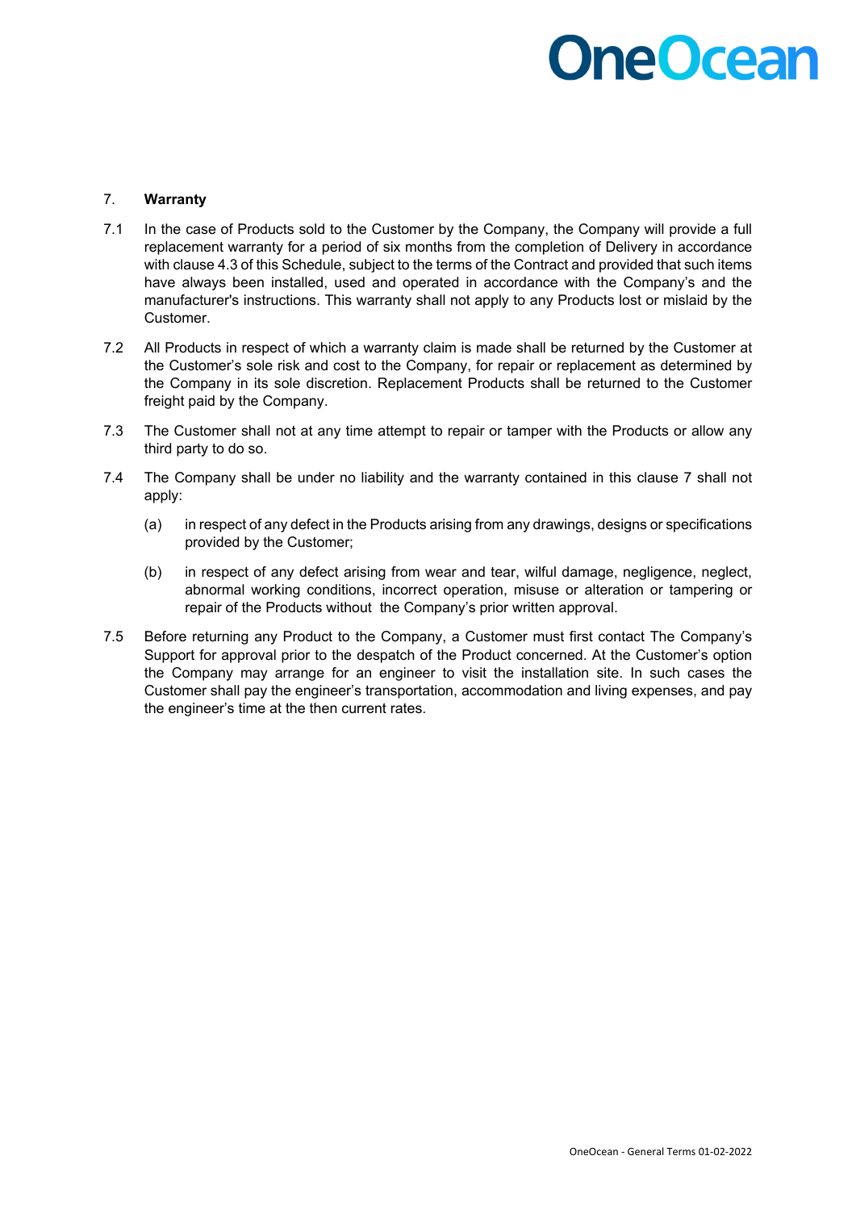## 7. **Warranty**

7.1 In the case of Products sold to the Customer by the Company, the Company will provide a full replacement warranty for a period of six months from the completion of Delivery in accordance with clause 4.3 of this Schedule, subject to the terms of the Contract and provided that such items have always been installed, used and operated in accordance with the Company's and the manufacturer's instructions. This warranty shall not apply to any Products lost or mislaid by the Customer.

7.2 All Products in respect of which a warranty claim is made shall be returned by the Customer at the Customer's sole risk and cost to the Company, for repair or replacement as determined by the Company in its sole discretion. Replacement Products shall be returned to the Customer freight paid by the Company.

7.3 The Customer shall not at any time attempt to repair or tamper with the Products or allow any third party to do so.

7.4 The Company shall be under no liability and the warranty contained in this clause 7 shall not apply:

(a) in respect of any defect in the Products arising from any drawings, designs or specifications provided by the Customer;

(b) in respect of any defect arising from wear and tear, wilful damage, negligence, neglect, abnormal working conditions, incorrect operation, misuse or alteration or tampering or repair of the Products without the Company's prior written approval.

7.5 Before returning any Product to the Company, a Customer must first contact The Company's Support for approval prior to the despatch of the Product concerned. At the Customer's option the Company may arrange for an engineer to visit the installation site. In such cases the Customer shall pay the engineer's transportation, accommodation and living expenses, and pay the engineer's time at the then current rates.